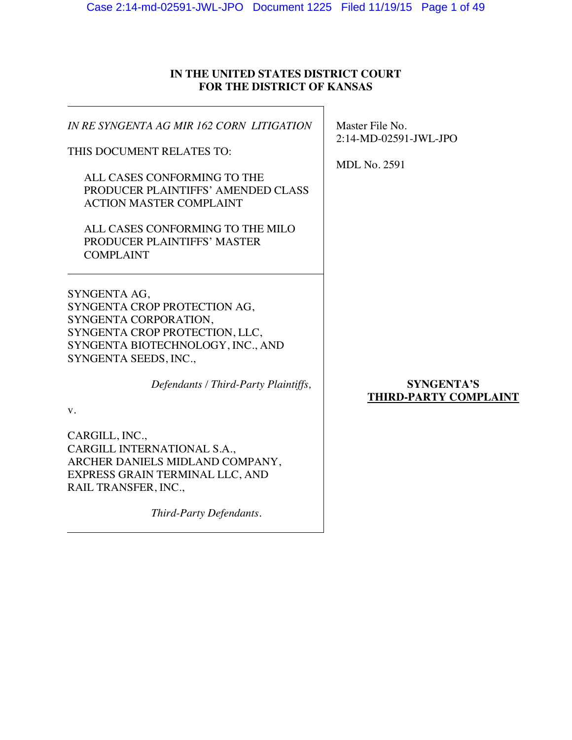**IN THE UNITED STATES DISTRICT COURT**
**FOR THE DISTRICT OF KANSAS**

*IN RE SYNGENTA AG MIR 162 CORN LITIGATION*

THIS DOCUMENT RELATES TO:

ALL CASES CONFORMING TO THE PRODUCER PLAINTIFFS' AMENDED CLASS ACTION MASTER COMPLAINT

ALL CASES CONFORMING TO THE MILO PRODUCER PLAINTIFFS' MASTER COMPLAINT

Master File No. 2:14-MD-02591-JWL-JPO

MDL No. 2591

SYNGENTA AG,
SYNGENTA CROP PROTECTION AG,
SYNGENTA CORPORATION,
SYNGENTA CROP PROTECTION, LLC,
SYNGENTA BIOTECHNOLOGY, INC., AND
SYNGENTA SEEDS, INC.,

*Defendants / Third-Party Plaintiffs,*

v.

CARGILL, INC.,
CARGILL INTERNATIONAL S.A.,
ARCHER DANIELS MIDLAND COMPANY,
EXPRESS GRAIN TERMINAL LLC, AND
RAIL TRANSFER, INC.,

*Third-Party Defendants.*

**SYNGENTA'S**
**THIRD-PARTY COMPLAINT**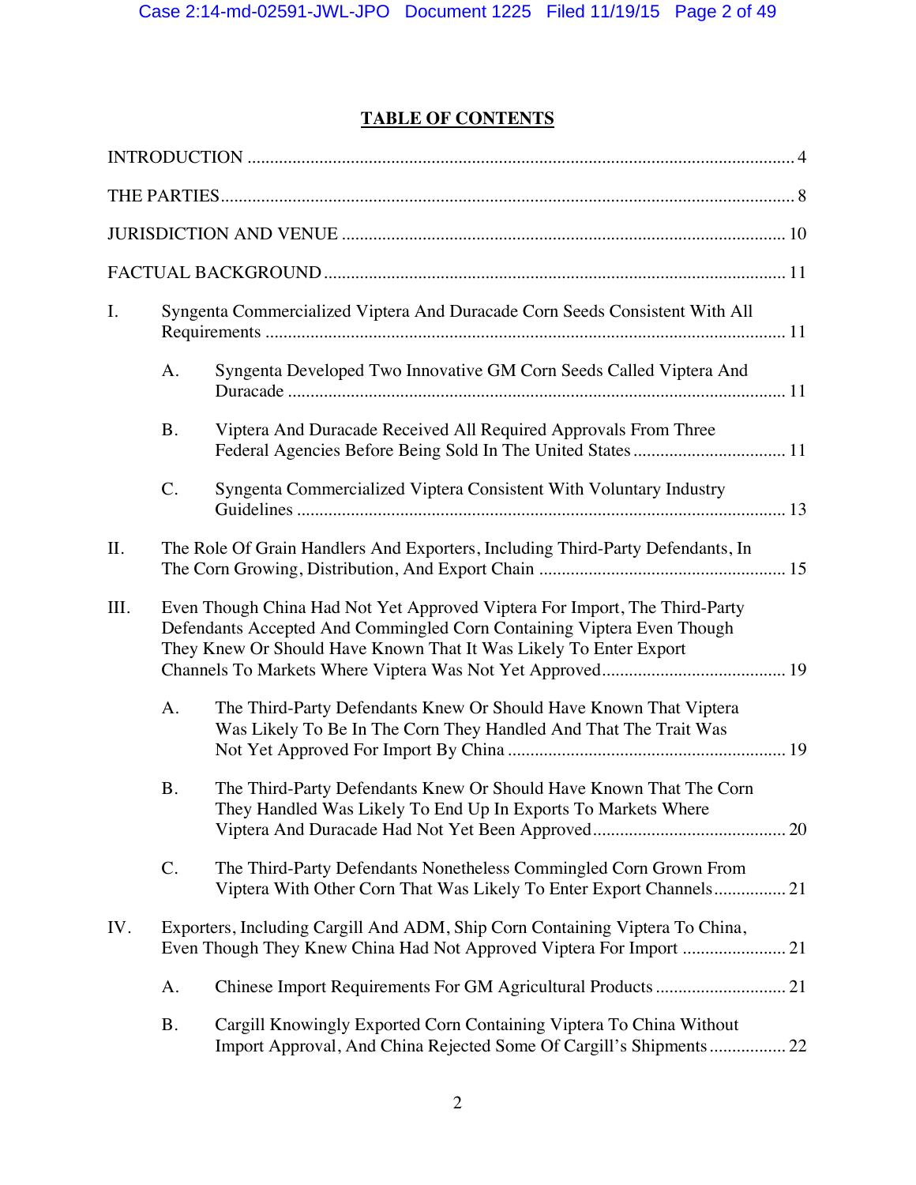# TABLE OF CONTENTS

INTRODUCTION ........................................................................................................................ 4

THE PARTIES.............................................................................................................................. 8

JURISDICTION AND VENUE ................................................................................................. 10

FACTUAL BACKGROUND ..................................................................................................... 11

I. Syngenta Commercialized Viptera And Duracade Corn Seeds Consistent With All Requirements ................................................................................................................... 11

   A. Syngenta Developed Two Innovative GM Corn Seeds Called Viptera And Duracade ............................................................................................................... 11

   B. Viptera And Duracade Received All Required Approvals From Three Federal Agencies Before Being Sold In The United States ................................. 11

   C. Syngenta Commercialized Viptera Consistent With Voluntary Industry Guidelines ............................................................................................................ 13

II. The Role Of Grain Handlers And Exporters, Including Third-Party Defendants, In The Corn Growing, Distribution, And Export Chain ...................................................... 15

III. Even Though China Had Not Yet Approved Viptera For Import, The Third-Party Defendants Accepted And Commingled Corn Containing Viptera Even Though They Knew Or Should Have Known That It Was Likely To Enter Export Channels To Markets Where Viptera Was Not Yet Approved......................................... 19

   A. The Third-Party Defendants Knew Or Should Have Known That Viptera Was Likely To Be In The Corn They Handled And That The Trait Was Not Yet Approved For Import By China ............................................................. 19

   B. The Third-Party Defendants Knew Or Should Have Known That The Corn They Handled Was Likely To End Up In Exports To Markets Where Viptera And Duracade Had Not Yet Been Approved.......................................... 20

   C. The Third-Party Defendants Nonetheless Commingled Corn Grown From Viptera With Other Corn That Was Likely To Enter Export Channels................ 21

IV. Exporters, Including Cargill And ADM, Ship Corn Containing Viptera To China, Even Though They Knew China Had Not Approved Viptera For Import ....................... 21

   A. Chinese Import Requirements For GM Agricultural Products ............................ 21

   B. Cargill Knowingly Exported Corn Containing Viptera To China Without Import Approval, And China Rejected Some Of Cargill's Shipments ................. 22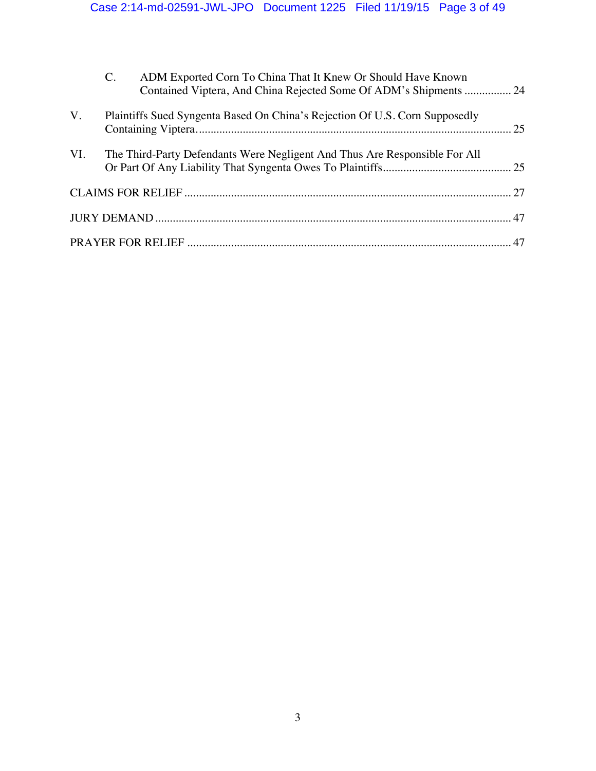C. ADM Exported Corn To China That It Knew Or Should Have Known Contained Viptera, And China Rejected Some Of ADM's Shipments ................ 24

V. Plaintiffs Sued Syngenta Based On China's Rejection Of U.S. Corn Supposedly Containing Viptera. ........................................................................................................ 25

VI. The Third-Party Defendants Were Negligent And Thus Are Responsible For All Or Part Of Any Liability That Syngenta Owes To Plaintiffs ........................................... 25

CLAIMS FOR RELIEF ............................................................................................................. 27

JURY DEMAND ....................................................................................................................... 47

PRAYER FOR RELIEF ............................................................................................................ 47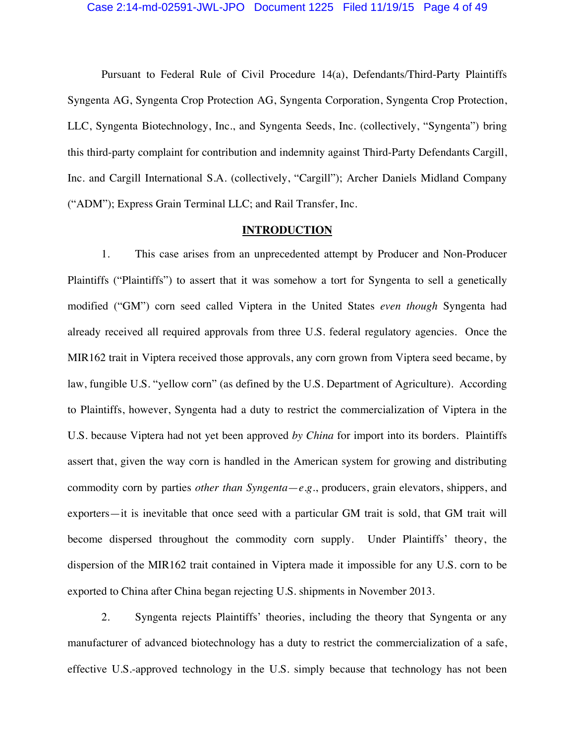Pursuant to Federal Rule of Civil Procedure 14(a), Defendants/Third-Party Plaintiffs Syngenta AG, Syngenta Crop Protection AG, Syngenta Corporation, Syngenta Crop Protection, LLC, Syngenta Biotechnology, Inc., and Syngenta Seeds, Inc. (collectively, "Syngenta") bring this third-party complaint for contribution and indemnity against Third-Party Defendants Cargill, Inc. and Cargill International S.A. (collectively, "Cargill"); Archer Daniels Midland Company ("ADM"); Express Grain Terminal LLC; and Rail Transfer, Inc.

## INTRODUCTION

1. This case arises from an unprecedented attempt by Producer and Non-Producer Plaintiffs ("Plaintiffs") to assert that it was somehow a tort for Syngenta to sell a genetically modified ("GM") corn seed called Viptera in the United States *even though* Syngenta had already received all required approvals from three U.S. federal regulatory agencies. Once the MIR162 trait in Viptera received those approvals, any corn grown from Viptera seed became, by law, fungible U.S. "yellow corn" (as defined by the U.S. Department of Agriculture). According to Plaintiffs, however, Syngenta had a duty to restrict the commercialization of Viptera in the U.S. because Viptera had not yet been approved *by China* for import into its borders. Plaintiffs assert that, given the way corn is handled in the American system for growing and distributing commodity corn by parties *other than Syngenta—e.g.*, producers, grain elevators, shippers, and exporters—it is inevitable that once seed with a particular GM trait is sold, that GM trait will become dispersed throughout the commodity corn supply. Under Plaintiffs' theory, the dispersion of the MIR162 trait contained in Viptera made it impossible for any U.S. corn to be exported to China after China began rejecting U.S. shipments in November 2013.

2. Syngenta rejects Plaintiffs' theories, including the theory that Syngenta or any manufacturer of advanced biotechnology has a duty to restrict the commercialization of a safe, effective U.S.-approved technology in the U.S. simply because that technology has not been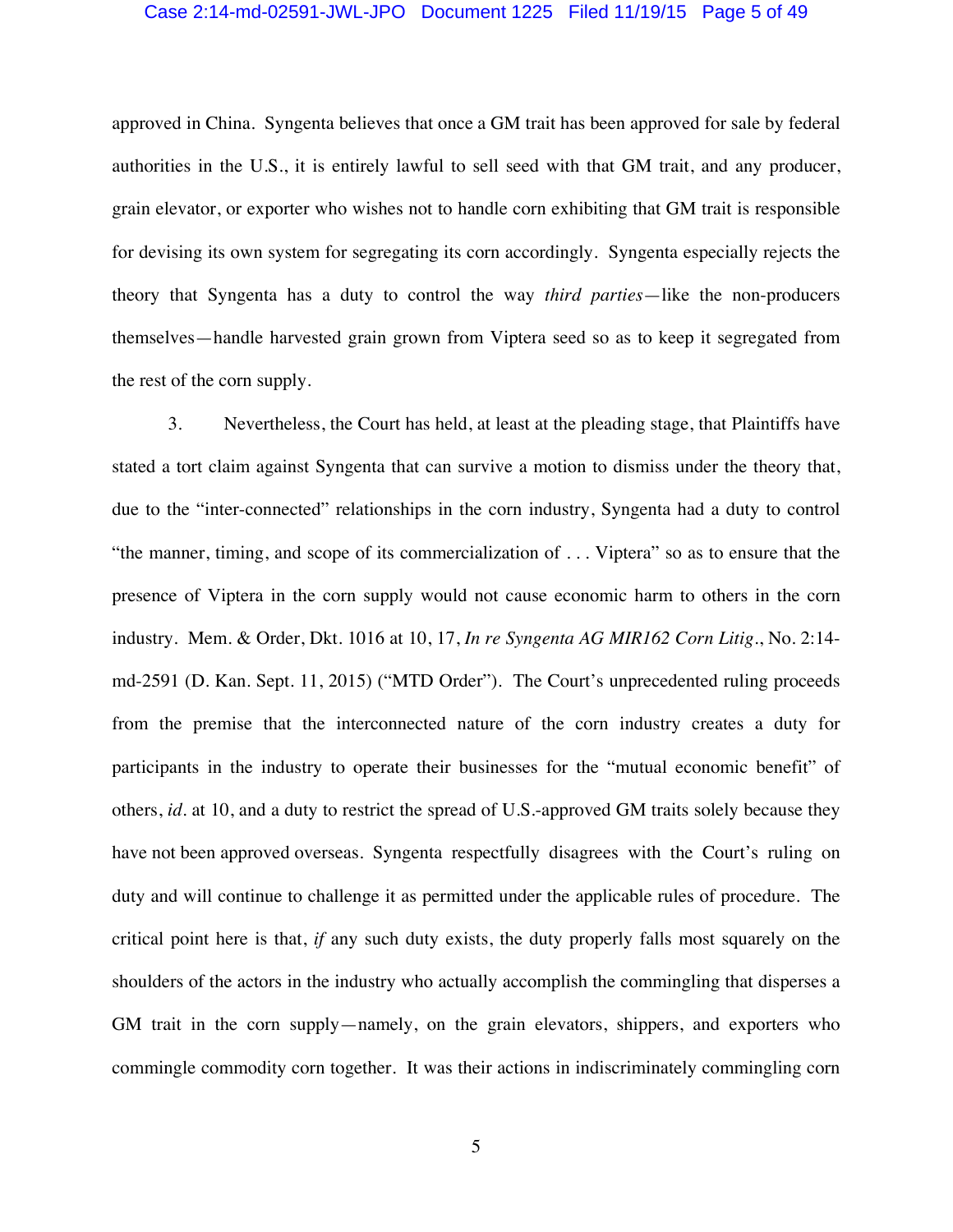approved in China. Syngenta believes that once a GM trait has been approved for sale by federal authorities in the U.S., it is entirely lawful to sell seed with that GM trait, and any producer, grain elevator, or exporter who wishes not to handle corn exhibiting that GM trait is responsible for devising its own system for segregating its corn accordingly. Syngenta especially rejects the theory that Syngenta has a duty to control the way *third parties*—like the non-producers themselves—handle harvested grain grown from Viptera seed so as to keep it segregated from the rest of the corn supply.

3. Nevertheless, the Court has held, at least at the pleading stage, that Plaintiffs have stated a tort claim against Syngenta that can survive a motion to dismiss under the theory that, due to the "inter-connected" relationships in the corn industry, Syngenta had a duty to control "the manner, timing, and scope of its commercialization of . . . Viptera" so as to ensure that the presence of Viptera in the corn supply would not cause economic harm to others in the corn industry. Mem. & Order, Dkt. 1016 at 10, 17, *In re Syngenta AG MIR162 Corn Litig*., No. 2:14-md-2591 (D. Kan. Sept. 11, 2015) ("MTD Order"). The Court's unprecedented ruling proceeds from the premise that the interconnected nature of the corn industry creates a duty for participants in the industry to operate their businesses for the "mutual economic benefit" of others, *id*. at 10, and a duty to restrict the spread of U.S.-approved GM traits solely because they have not been approved overseas. Syngenta respectfully disagrees with the Court's ruling on duty and will continue to challenge it as permitted under the applicable rules of procedure. The critical point here is that, *if* any such duty exists, the duty properly falls most squarely on the shoulders of the actors in the industry who actually accomplish the commingling that disperses a GM trait in the corn supply—namely, on the grain elevators, shippers, and exporters who commingle commodity corn together. It was their actions in indiscriminately commingling corn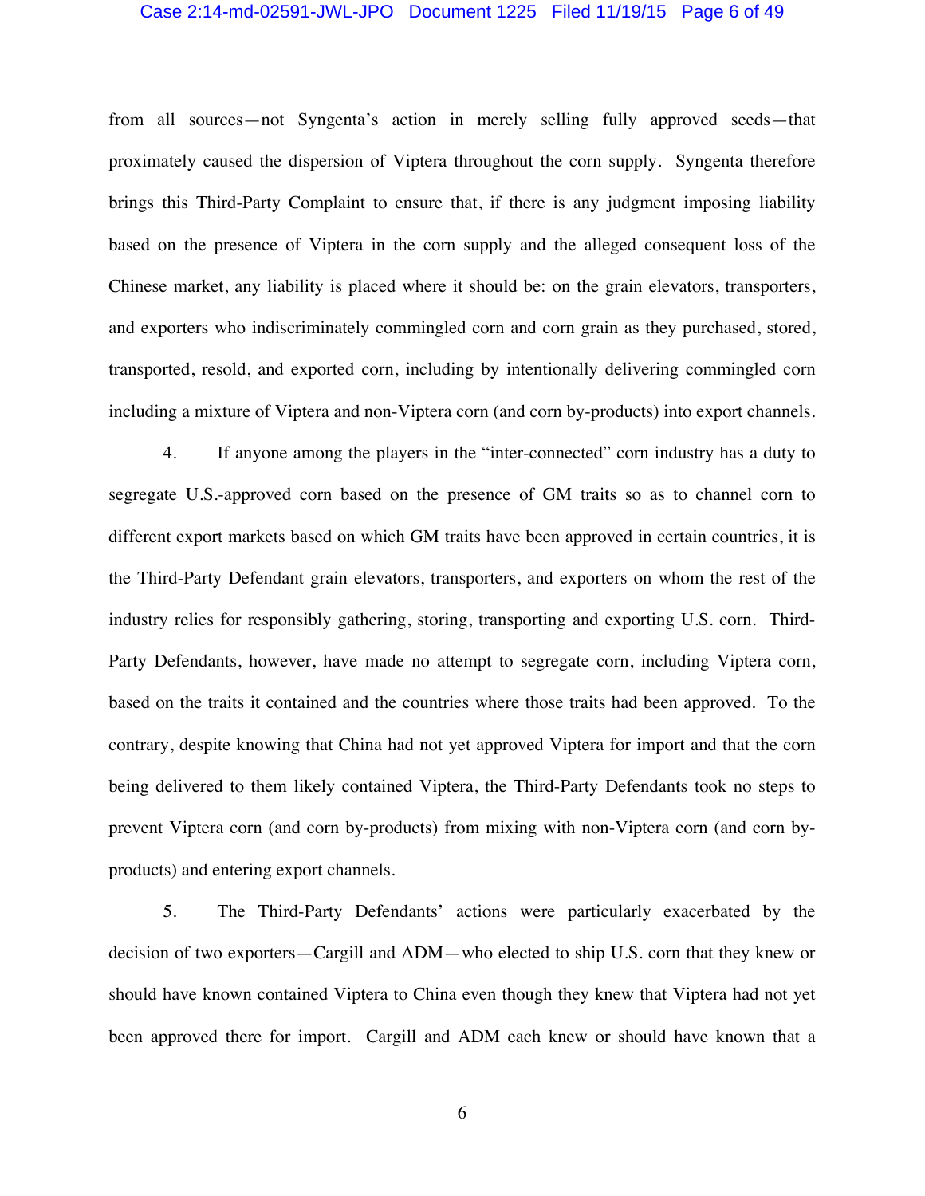from all sources—not Syngenta's action in merely selling fully approved seeds—that proximately caused the dispersion of Viptera throughout the corn supply. Syngenta therefore brings this Third-Party Complaint to ensure that, if there is any judgment imposing liability based on the presence of Viptera in the corn supply and the alleged consequent loss of the Chinese market, any liability is placed where it should be: on the grain elevators, transporters, and exporters who indiscriminately commingled corn and corn grain as they purchased, stored, transported, resold, and exported corn, including by intentionally delivering commingled corn including a mixture of Viptera and non-Viptera corn (and corn by-products) into export channels.

4. If anyone among the players in the "inter-connected" corn industry has a duty to segregate U.S.-approved corn based on the presence of GM traits so as to channel corn to different export markets based on which GM traits have been approved in certain countries, it is the Third-Party Defendant grain elevators, transporters, and exporters on whom the rest of the industry relies for responsibly gathering, storing, transporting and exporting U.S. corn. Third-Party Defendants, however, have made no attempt to segregate corn, including Viptera corn, based on the traits it contained and the countries where those traits had been approved. To the contrary, despite knowing that China had not yet approved Viptera for import and that the corn being delivered to them likely contained Viptera, the Third-Party Defendants took no steps to prevent Viptera corn (and corn by-products) from mixing with non-Viptera corn (and corn by-products) and entering export channels.

5. The Third-Party Defendants' actions were particularly exacerbated by the decision of two exporters—Cargill and ADM—who elected to ship U.S. corn that they knew or should have known contained Viptera to China even though they knew that Viptera had not yet been approved there for import. Cargill and ADM each knew or should have known that a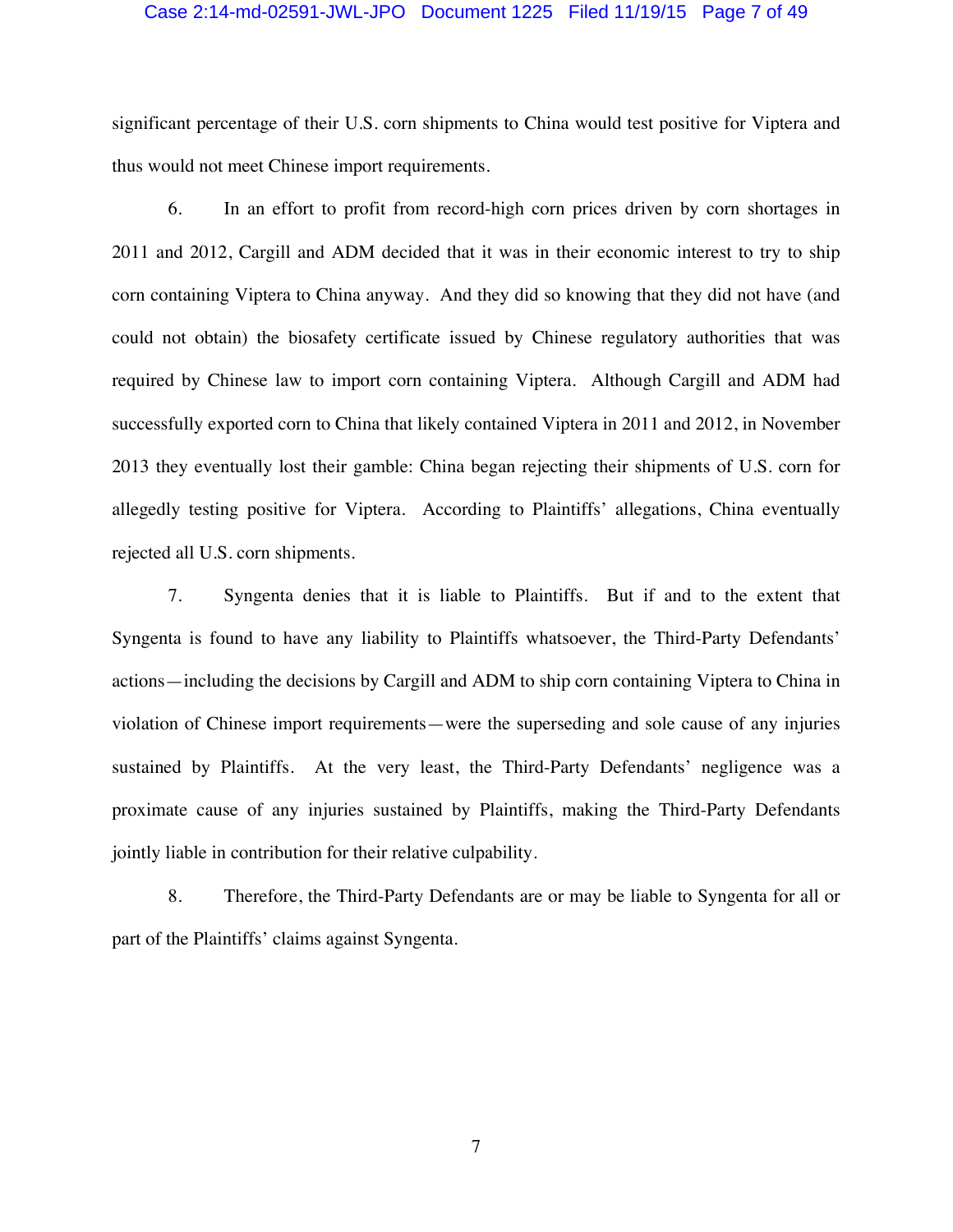significant percentage of their U.S. corn shipments to China would test positive for Viptera and thus would not meet Chinese import requirements.

6. In an effort to profit from record-high corn prices driven by corn shortages in 2011 and 2012, Cargill and ADM decided that it was in their economic interest to try to ship corn containing Viptera to China anyway. And they did so knowing that they did not have (and could not obtain) the biosafety certificate issued by Chinese regulatory authorities that was required by Chinese law to import corn containing Viptera. Although Cargill and ADM had successfully exported corn to China that likely contained Viptera in 2011 and 2012, in November 2013 they eventually lost their gamble: China began rejecting their shipments of U.S. corn for allegedly testing positive for Viptera. According to Plaintiffs' allegations, China eventually rejected all U.S. corn shipments.

7. Syngenta denies that it is liable to Plaintiffs. But if and to the extent that Syngenta is found to have any liability to Plaintiffs whatsoever, the Third-Party Defendants' actions—including the decisions by Cargill and ADM to ship corn containing Viptera to China in violation of Chinese import requirements—were the superseding and sole cause of any injuries sustained by Plaintiffs. At the very least, the Third-Party Defendants' negligence was a proximate cause of any injuries sustained by Plaintiffs, making the Third-Party Defendants jointly liable in contribution for their relative culpability.

8. Therefore, the Third-Party Defendants are or may be liable to Syngenta for all or part of the Plaintiffs' claims against Syngenta.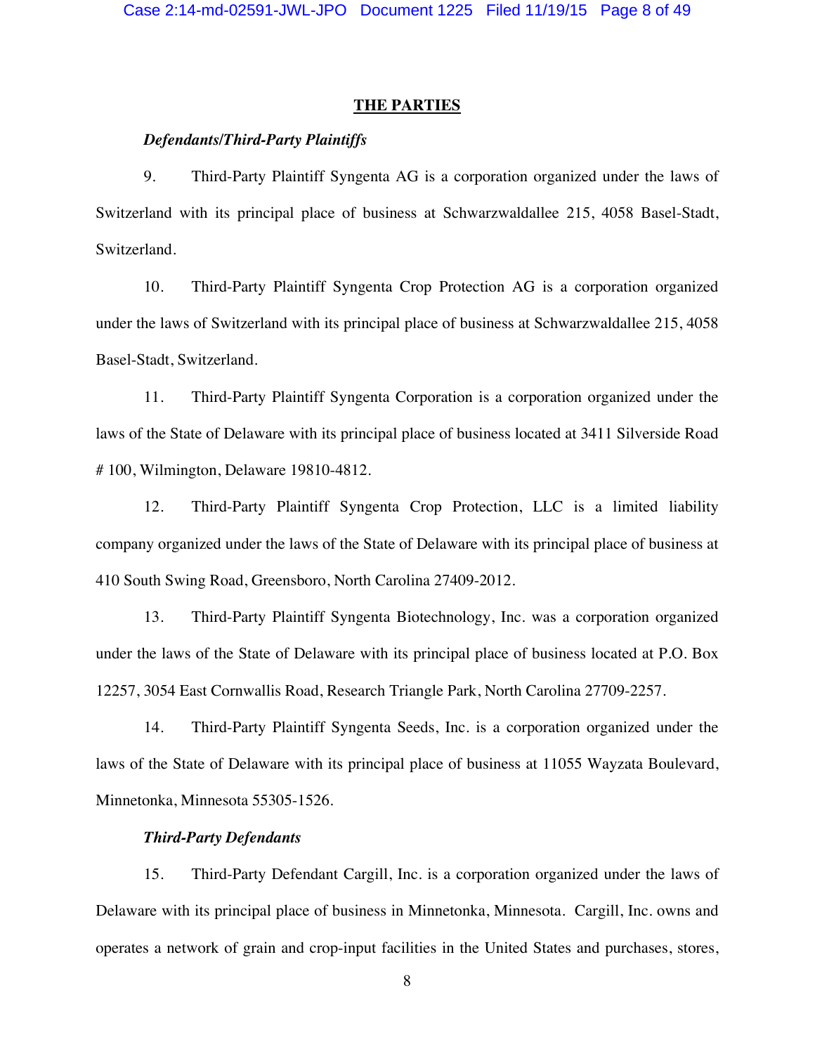## THE PARTIES

***Defendants/Third-Party Plaintiffs***

9. Third-Party Plaintiff Syngenta AG is a corporation organized under the laws of Switzerland with its principal place of business at Schwarzwaldallee 215, 4058 Basel-Stadt, Switzerland.

10. Third-Party Plaintiff Syngenta Crop Protection AG is a corporation organized under the laws of Switzerland with its principal place of business at Schwarzwaldallee 215, 4058 Basel-Stadt, Switzerland.

11. Third-Party Plaintiff Syngenta Corporation is a corporation organized under the laws of the State of Delaware with its principal place of business located at 3411 Silverside Road # 100, Wilmington, Delaware 19810-4812.

12. Third-Party Plaintiff Syngenta Crop Protection, LLC is a limited liability company organized under the laws of the State of Delaware with its principal place of business at 410 South Swing Road, Greensboro, North Carolina 27409-2012.

13. Third-Party Plaintiff Syngenta Biotechnology, Inc. was a corporation organized under the laws of the State of Delaware with its principal place of business located at P.O. Box 12257, 3054 East Cornwallis Road, Research Triangle Park, North Carolina 27709-2257.

14. Third-Party Plaintiff Syngenta Seeds, Inc. is a corporation organized under the laws of the State of Delaware with its principal place of business at 11055 Wayzata Boulevard, Minnetonka, Minnesota 55305-1526.

***Third-Party Defendants***

15. Third-Party Defendant Cargill, Inc. is a corporation organized under the laws of Delaware with its principal place of business in Minnetonka, Minnesota. Cargill, Inc. owns and operates a network of grain and crop-input facilities in the United States and purchases, stores,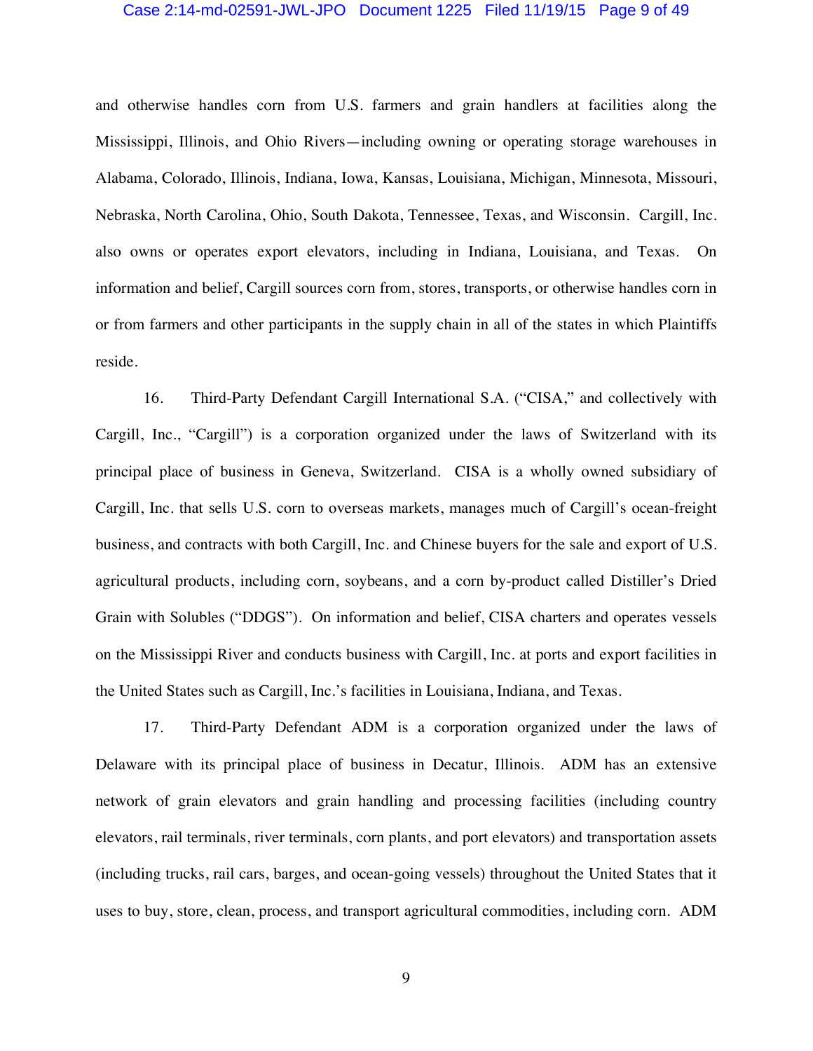and otherwise handles corn from U.S. farmers and grain handlers at facilities along the Mississippi, Illinois, and Ohio Rivers—including owning or operating storage warehouses in Alabama, Colorado, Illinois, Indiana, Iowa, Kansas, Louisiana, Michigan, Minnesota, Missouri, Nebraska, North Carolina, Ohio, South Dakota, Tennessee, Texas, and Wisconsin. Cargill, Inc. also owns or operates export elevators, including in Indiana, Louisiana, and Texas. On information and belief, Cargill sources corn from, stores, transports, or otherwise handles corn in or from farmers and other participants in the supply chain in all of the states in which Plaintiffs reside.

16. Third-Party Defendant Cargill International S.A. ("CISA," and collectively with Cargill, Inc., "Cargill") is a corporation organized under the laws of Switzerland with its principal place of business in Geneva, Switzerland. CISA is a wholly owned subsidiary of Cargill, Inc. that sells U.S. corn to overseas markets, manages much of Cargill's ocean-freight business, and contracts with both Cargill, Inc. and Chinese buyers for the sale and export of U.S. agricultural products, including corn, soybeans, and a corn by-product called Distiller's Dried Grain with Solubles ("DDGS"). On information and belief, CISA charters and operates vessels on the Mississippi River and conducts business with Cargill, Inc. at ports and export facilities in the United States such as Cargill, Inc.'s facilities in Louisiana, Indiana, and Texas.

17. Third-Party Defendant ADM is a corporation organized under the laws of Delaware with its principal place of business in Decatur, Illinois. ADM has an extensive network of grain elevators and grain handling and processing facilities (including country elevators, rail terminals, river terminals, corn plants, and port elevators) and transportation assets (including trucks, rail cars, barges, and ocean-going vessels) throughout the United States that it uses to buy, store, clean, process, and transport agricultural commodities, including corn. ADM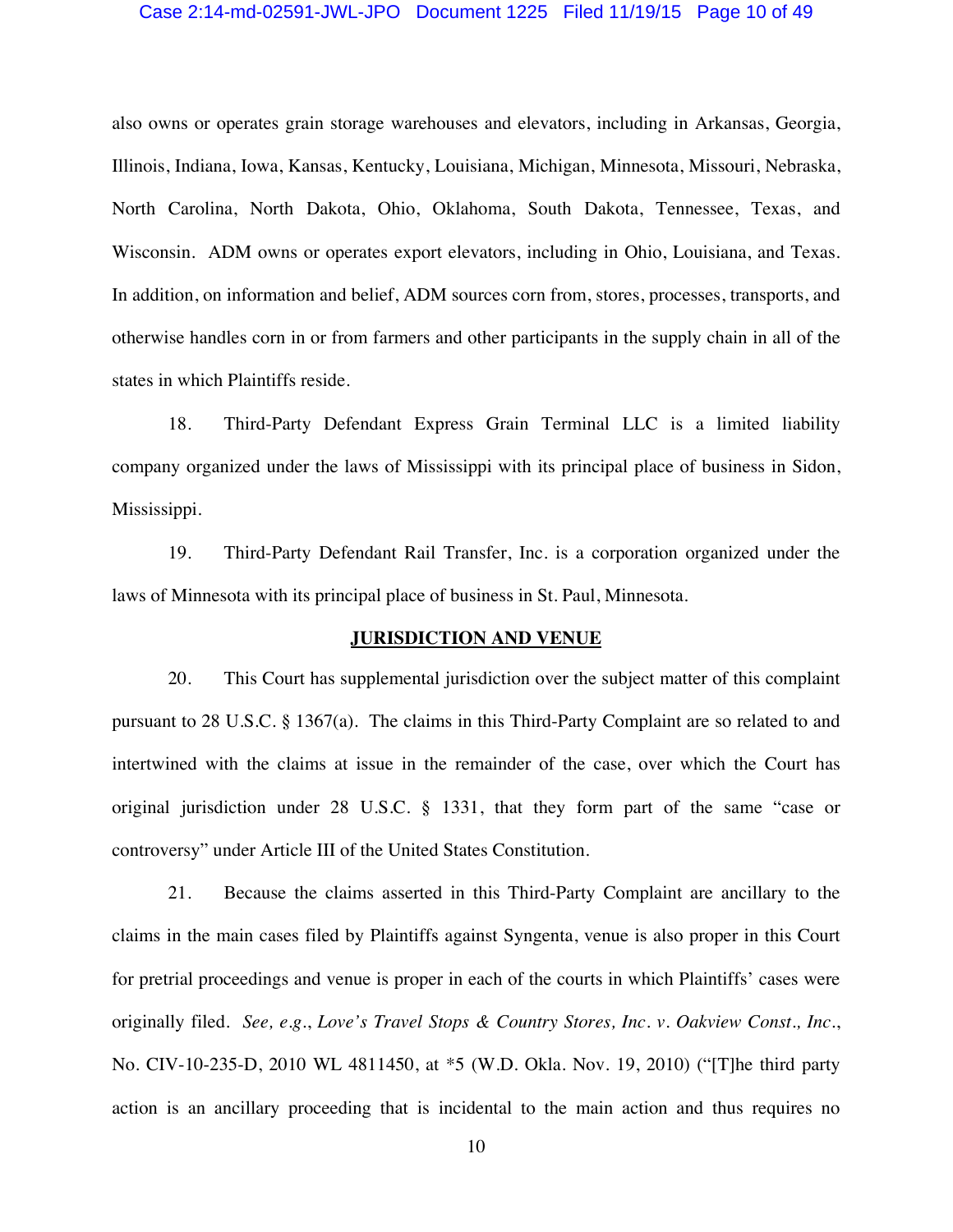also owns or operates grain storage warehouses and elevators, including in Arkansas, Georgia, Illinois, Indiana, Iowa, Kansas, Kentucky, Louisiana, Michigan, Minnesota, Missouri, Nebraska, North Carolina, North Dakota, Ohio, Oklahoma, South Dakota, Tennessee, Texas, and Wisconsin. ADM owns or operates export elevators, including in Ohio, Louisiana, and Texas. In addition, on information and belief, ADM sources corn from, stores, processes, transports, and otherwise handles corn in or from farmers and other participants in the supply chain in all of the states in which Plaintiffs reside.

18. Third-Party Defendant Express Grain Terminal LLC is a limited liability company organized under the laws of Mississippi with its principal place of business in Sidon, Mississippi.

19. Third-Party Defendant Rail Transfer, Inc. is a corporation organized under the laws of Minnesota with its principal place of business in St. Paul, Minnesota.

## JURISDICTION AND VENUE

20. This Court has supplemental jurisdiction over the subject matter of this complaint pursuant to 28 U.S.C. § 1367(a). The claims in this Third-Party Complaint are so related to and intertwined with the claims at issue in the remainder of the case, over which the Court has original jurisdiction under 28 U.S.C. § 1331, that they form part of the same "case or controversy" under Article III of the United States Constitution.

21. Because the claims asserted in this Third-Party Complaint are ancillary to the claims in the main cases filed by Plaintiffs against Syngenta, venue is also proper in this Court for pretrial proceedings and venue is proper in each of the courts in which Plaintiffs' cases were originally filed. *See, e.g.*, *Love's Travel Stops & Country Stores, Inc. v. Oakview Const., Inc.*, No. CIV-10-235-D, 2010 WL 4811450, at *5 (W.D. Okla. Nov. 19, 2010) ("[T]he third party action is an ancillary proceeding that is incidental to the main action and thus requires no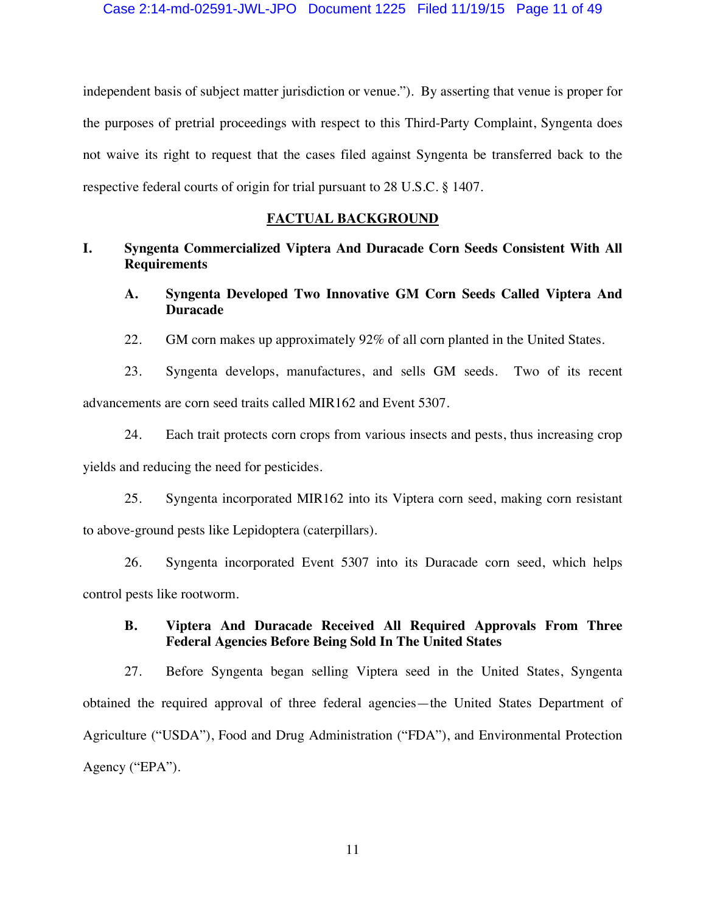independent basis of subject matter jurisdiction or venue."). By asserting that venue is proper for the purposes of pretrial proceedings with respect to this Third-Party Complaint, Syngenta does not waive its right to request that the cases filed against Syngenta be transferred back to the respective federal courts of origin for trial pursuant to 28 U.S.C. § 1407.

## FACTUAL BACKGROUND

### I. Syngenta Commercialized Viptera And Duracade Corn Seeds Consistent With All Requirements

#### A. Syngenta Developed Two Innovative GM Corn Seeds Called Viptera And Duracade

22. GM corn makes up approximately 92% of all corn planted in the United States.

23. Syngenta develops, manufactures, and sells GM seeds. Two of its recent advancements are corn seed traits called MIR162 and Event 5307.

24. Each trait protects corn crops from various insects and pests, thus increasing crop yields and reducing the need for pesticides.

25. Syngenta incorporated MIR162 into its Viptera corn seed, making corn resistant to above-ground pests like Lepidoptera (caterpillars).

26. Syngenta incorporated Event 5307 into its Duracade corn seed, which helps control pests like rootworm.

#### B. Viptera And Duracade Received All Required Approvals From Three Federal Agencies Before Being Sold In The United States

27. Before Syngenta began selling Viptera seed in the United States, Syngenta obtained the required approval of three federal agencies—the United States Department of Agriculture ("USDA"), Food and Drug Administration ("FDA"), and Environmental Protection Agency ("EPA").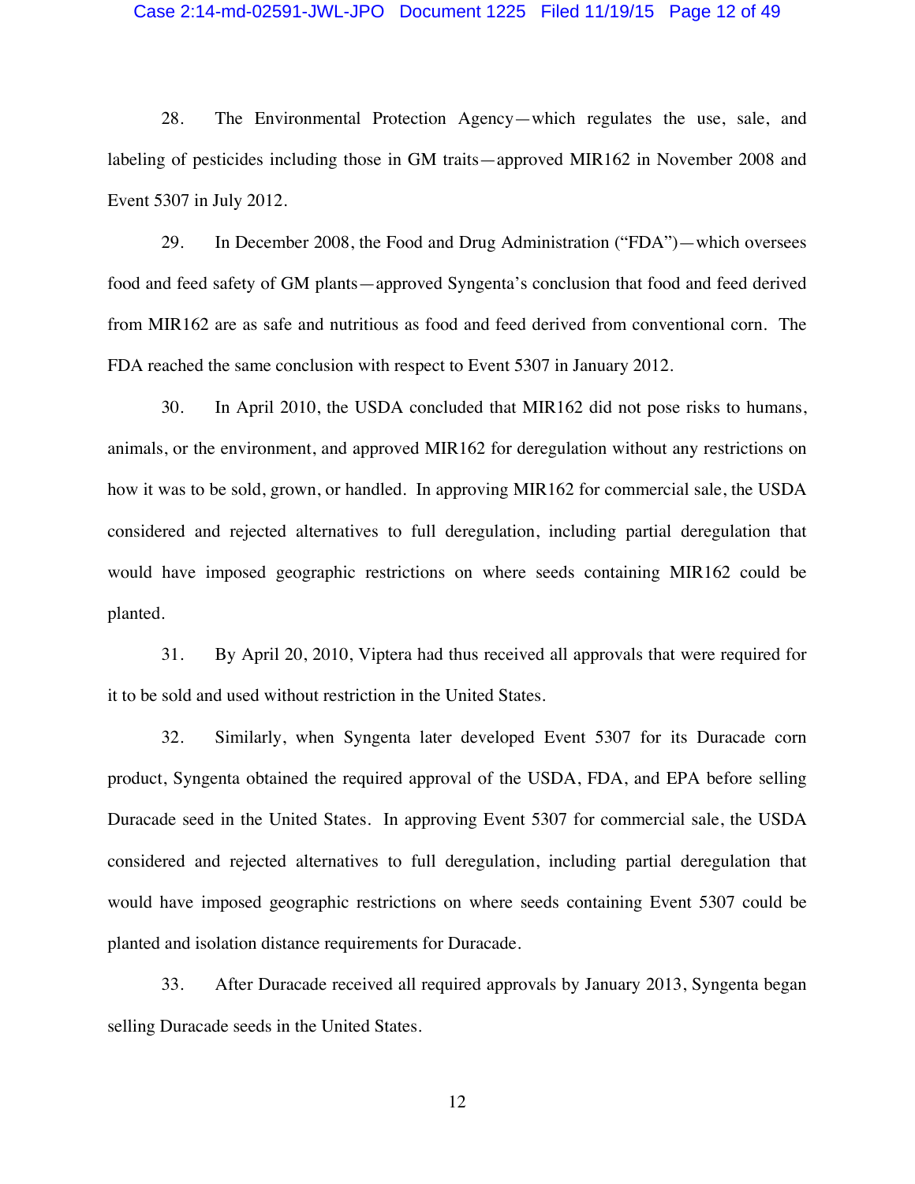28. The Environmental Protection Agency—which regulates the use, sale, and labeling of pesticides including those in GM traits—approved MIR162 in November 2008 and Event 5307 in July 2012.

29. In December 2008, the Food and Drug Administration ("FDA")—which oversees food and feed safety of GM plants—approved Syngenta's conclusion that food and feed derived from MIR162 are as safe and nutritious as food and feed derived from conventional corn. The FDA reached the same conclusion with respect to Event 5307 in January 2012.

30. In April 2010, the USDA concluded that MIR162 did not pose risks to humans, animals, or the environment, and approved MIR162 for deregulation without any restrictions on how it was to be sold, grown, or handled. In approving MIR162 for commercial sale, the USDA considered and rejected alternatives to full deregulation, including partial deregulation that would have imposed geographic restrictions on where seeds containing MIR162 could be planted.

31. By April 20, 2010, Viptera had thus received all approvals that were required for it to be sold and used without restriction in the United States.

32. Similarly, when Syngenta later developed Event 5307 for its Duracade corn product, Syngenta obtained the required approval of the USDA, FDA, and EPA before selling Duracade seed in the United States. In approving Event 5307 for commercial sale, the USDA considered and rejected alternatives to full deregulation, including partial deregulation that would have imposed geographic restrictions on where seeds containing Event 5307 could be planted and isolation distance requirements for Duracade.

33. After Duracade received all required approvals by January 2013, Syngenta began selling Duracade seeds in the United States.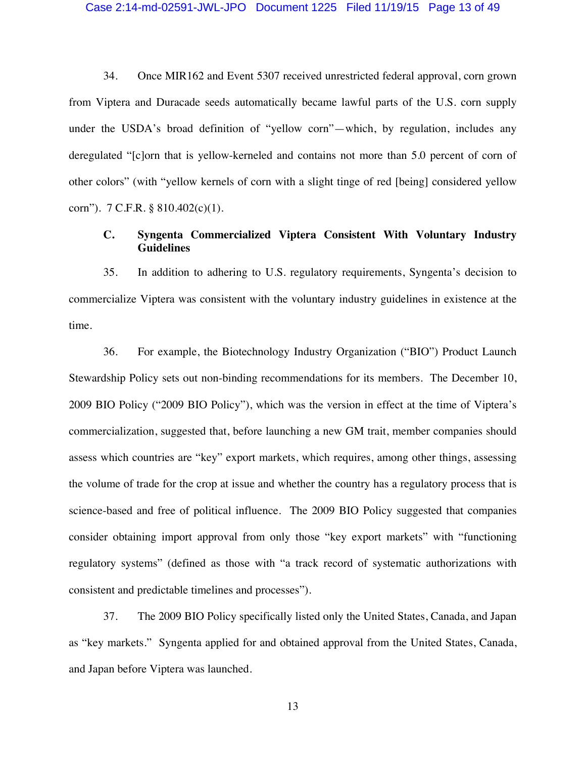34. Once MIR162 and Event 5307 received unrestricted federal approval, corn grown from Viptera and Duracade seeds automatically became lawful parts of the U.S. corn supply under the USDA's broad definition of "yellow corn"—which, by regulation, includes any deregulated "[c]orn that is yellow-kerneled and contains not more than 5.0 percent of corn of other colors" (with "yellow kernels of corn with a slight tinge of red [being] considered yellow corn"). 7 C.F.R. § 810.402(c)(1).

### C. Syngenta Commercialized Viptera Consistent With Voluntary Industry Guidelines

35. In addition to adhering to U.S. regulatory requirements, Syngenta's decision to commercialize Viptera was consistent with the voluntary industry guidelines in existence at the time.

36. For example, the Biotechnology Industry Organization ("BIO") Product Launch Stewardship Policy sets out non-binding recommendations for its members. The December 10, 2009 BIO Policy ("2009 BIO Policy"), which was the version in effect at the time of Viptera's commercialization, suggested that, before launching a new GM trait, member companies should assess which countries are "key" export markets, which requires, among other things, assessing the volume of trade for the crop at issue and whether the country has a regulatory process that is science-based and free of political influence. The 2009 BIO Policy suggested that companies consider obtaining import approval from only those "key export markets" with "functioning regulatory systems" (defined as those with "a track record of systematic authorizations with consistent and predictable timelines and processes").

37. The 2009 BIO Policy specifically listed only the United States, Canada, and Japan as "key markets." Syngenta applied for and obtained approval from the United States, Canada, and Japan before Viptera was launched.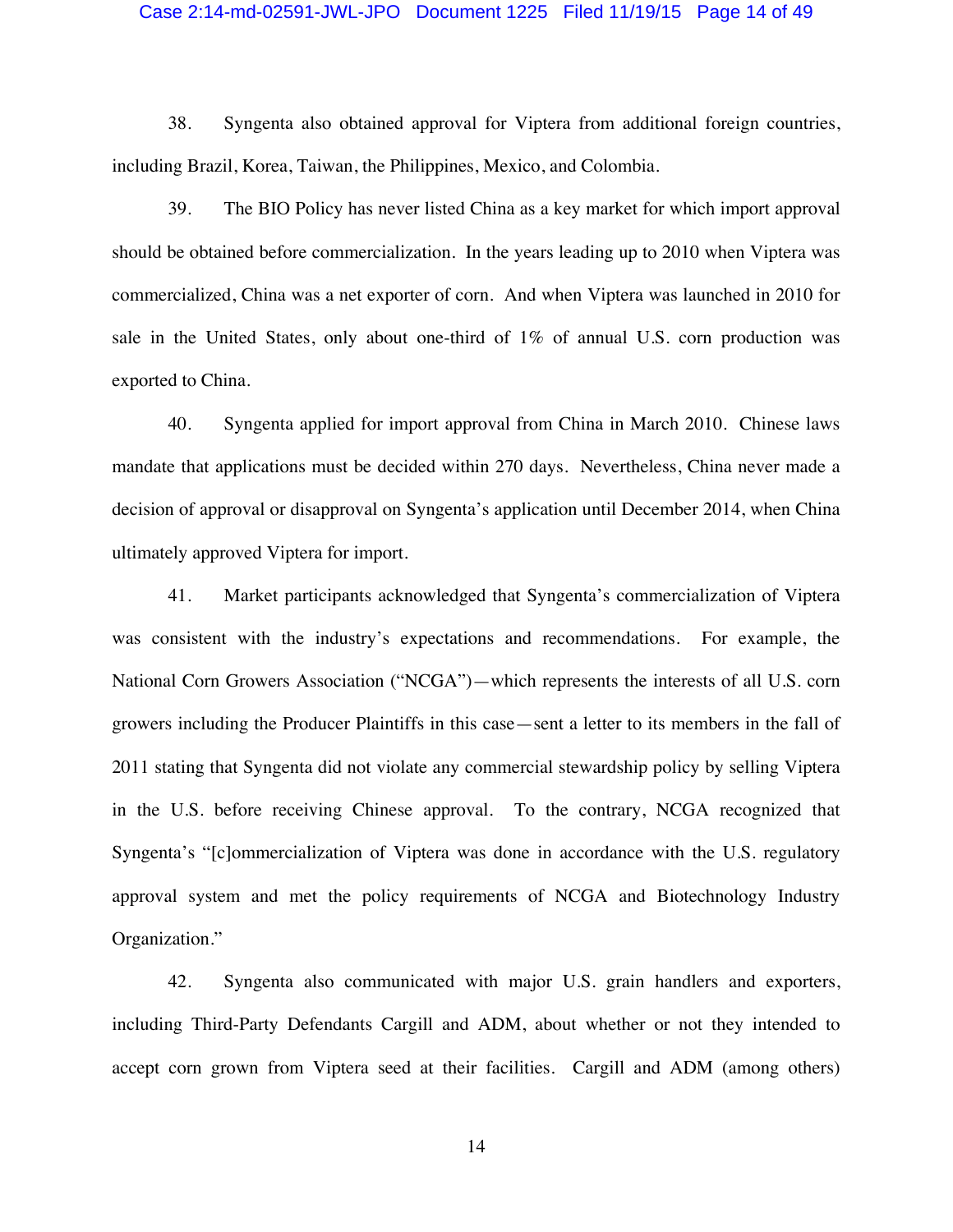38. Syngenta also obtained approval for Viptera from additional foreign countries, including Brazil, Korea, Taiwan, the Philippines, Mexico, and Colombia.

39. The BIO Policy has never listed China as a key market for which import approval should be obtained before commercialization. In the years leading up to 2010 when Viptera was commercialized, China was a net exporter of corn. And when Viptera was launched in 2010 for sale in the United States, only about one-third of 1% of annual U.S. corn production was exported to China.

40. Syngenta applied for import approval from China in March 2010. Chinese laws mandate that applications must be decided within 270 days. Nevertheless, China never made a decision of approval or disapproval on Syngenta's application until December 2014, when China ultimately approved Viptera for import.

41. Market participants acknowledged that Syngenta's commercialization of Viptera was consistent with the industry's expectations and recommendations. For example, the National Corn Growers Association ("NCGA")—which represents the interests of all U.S. corn growers including the Producer Plaintiffs in this case—sent a letter to its members in the fall of 2011 stating that Syngenta did not violate any commercial stewardship policy by selling Viptera in the U.S. before receiving Chinese approval. To the contrary, NCGA recognized that Syngenta's "[c]ommercialization of Viptera was done in accordance with the U.S. regulatory approval system and met the policy requirements of NCGA and Biotechnology Industry Organization."

42. Syngenta also communicated with major U.S. grain handlers and exporters, including Third-Party Defendants Cargill and ADM, about whether or not they intended to accept corn grown from Viptera seed at their facilities. Cargill and ADM (among others)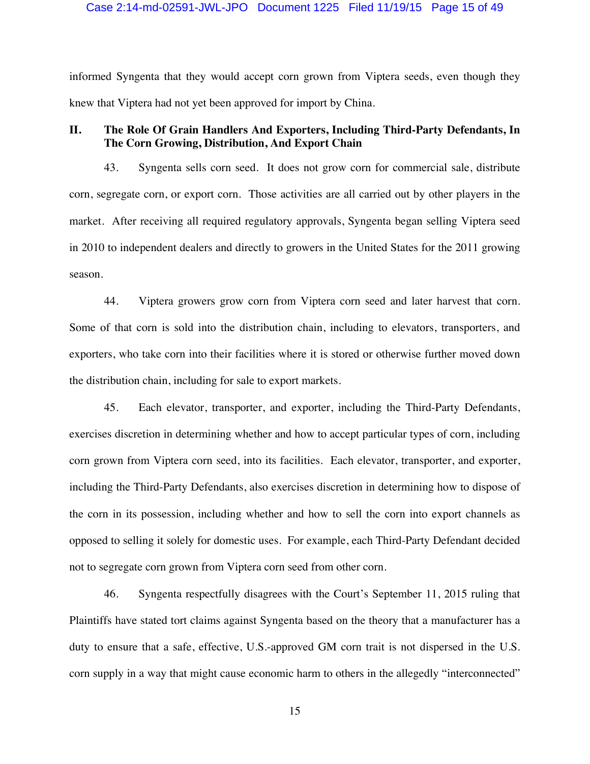informed Syngenta that they would accept corn grown from Viptera seeds, even though they knew that Viptera had not yet been approved for import by China.

## II. The Role Of Grain Handlers And Exporters, Including Third-Party Defendants, In The Corn Growing, Distribution, And Export Chain

43. Syngenta sells corn seed. It does not grow corn for commercial sale, distribute corn, segregate corn, or export corn. Those activities are all carried out by other players in the market. After receiving all required regulatory approvals, Syngenta began selling Viptera seed in 2010 to independent dealers and directly to growers in the United States for the 2011 growing season.

44. Viptera growers grow corn from Viptera corn seed and later harvest that corn. Some of that corn is sold into the distribution chain, including to elevators, transporters, and exporters, who take corn into their facilities where it is stored or otherwise further moved down the distribution chain, including for sale to export markets.

45. Each elevator, transporter, and exporter, including the Third-Party Defendants, exercises discretion in determining whether and how to accept particular types of corn, including corn grown from Viptera corn seed, into its facilities. Each elevator, transporter, and exporter, including the Third-Party Defendants, also exercises discretion in determining how to dispose of the corn in its possession, including whether and how to sell the corn into export channels as opposed to selling it solely for domestic uses. For example, each Third-Party Defendant decided not to segregate corn grown from Viptera corn seed from other corn.

46. Syngenta respectfully disagrees with the Court's September 11, 2015 ruling that Plaintiffs have stated tort claims against Syngenta based on the theory that a manufacturer has a duty to ensure that a safe, effective, U.S.-approved GM corn trait is not dispersed in the U.S. corn supply in a way that might cause economic harm to others in the allegedly "interconnected"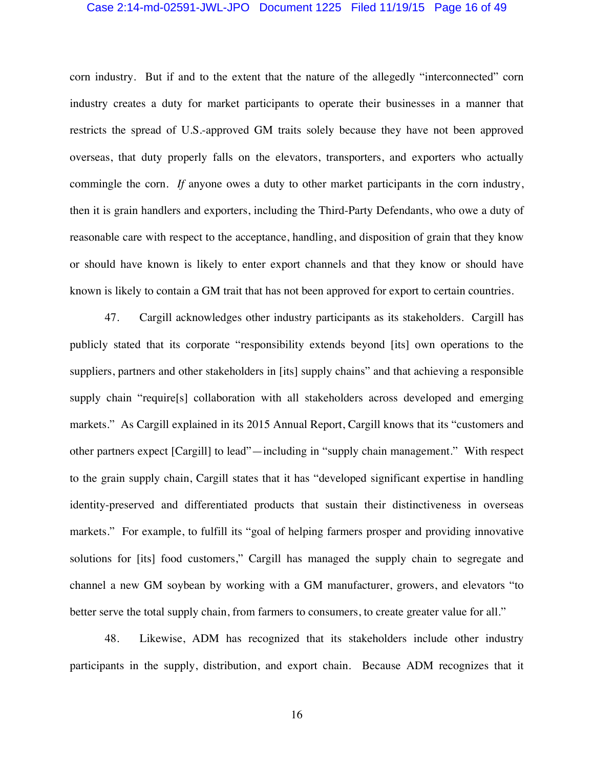corn industry. But if and to the extent that the nature of the allegedly "interconnected" corn industry creates a duty for market participants to operate their businesses in a manner that restricts the spread of U.S.-approved GM traits solely because they have not been approved overseas, that duty properly falls on the elevators, transporters, and exporters who actually commingle the corn. *If* anyone owes a duty to other market participants in the corn industry, then it is grain handlers and exporters, including the Third-Party Defendants, who owe a duty of reasonable care with respect to the acceptance, handling, and disposition of grain that they know or should have known is likely to enter export channels and that they know or should have known is likely to contain a GM trait that has not been approved for export to certain countries.

47. Cargill acknowledges other industry participants as its stakeholders. Cargill has publicly stated that its corporate "responsibility extends beyond [its] own operations to the suppliers, partners and other stakeholders in [its] supply chains" and that achieving a responsible supply chain "require[s] collaboration with all stakeholders across developed and emerging markets." As Cargill explained in its 2015 Annual Report, Cargill knows that its "customers and other partners expect [Cargill] to lead"—including in "supply chain management." With respect to the grain supply chain, Cargill states that it has "developed significant expertise in handling identity-preserved and differentiated products that sustain their distinctiveness in overseas markets." For example, to fulfill its "goal of helping farmers prosper and providing innovative solutions for [its] food customers," Cargill has managed the supply chain to segregate and channel a new GM soybean by working with a GM manufacturer, growers, and elevators "to better serve the total supply chain, from farmers to consumers, to create greater value for all."

48. Likewise, ADM has recognized that its stakeholders include other industry participants in the supply, distribution, and export chain. Because ADM recognizes that it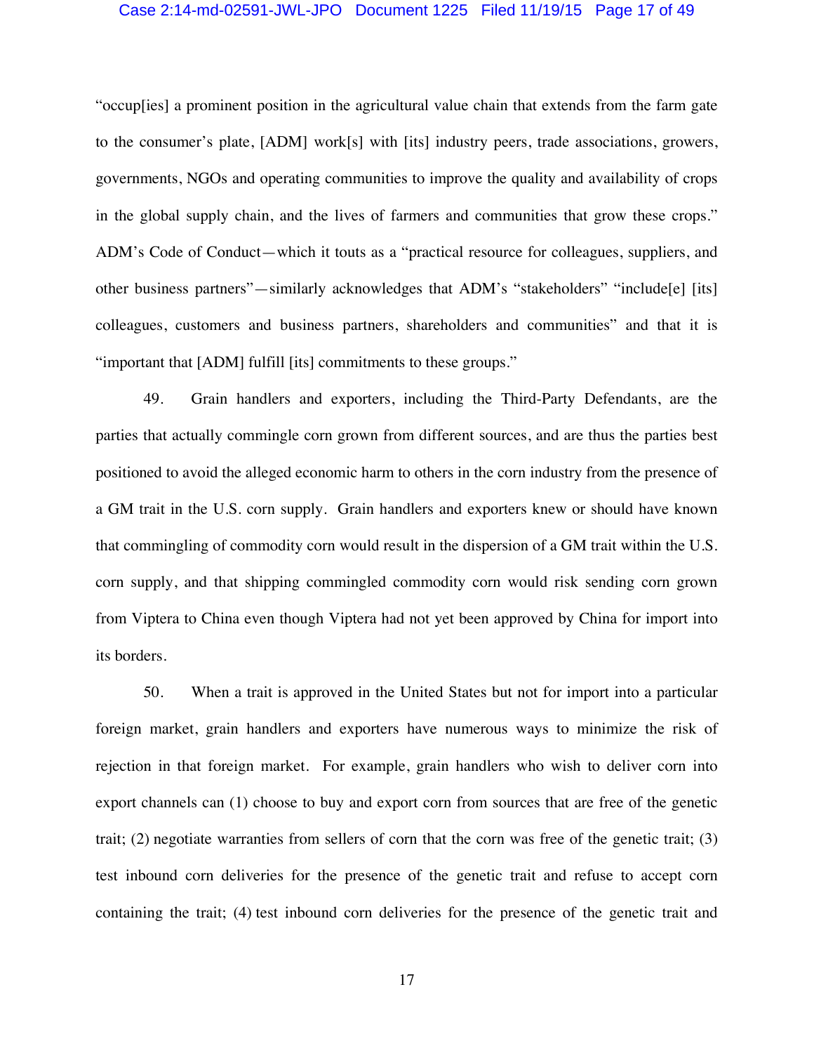"occup[ies] a prominent position in the agricultural value chain that extends from the farm gate to the consumer's plate, [ADM] work[s] with [its] industry peers, trade associations, growers, governments, NGOs and operating communities to improve the quality and availability of crops in the global supply chain, and the lives of farmers and communities that grow these crops." ADM's Code of Conduct—which it touts as a "practical resource for colleagues, suppliers, and other business partners"—similarly acknowledges that ADM's "stakeholders" "include[e] [its] colleagues, customers and business partners, shareholders and communities" and that it is "important that [ADM] fulfill [its] commitments to these groups."

49. Grain handlers and exporters, including the Third-Party Defendants, are the parties that actually commingle corn grown from different sources, and are thus the parties best positioned to avoid the alleged economic harm to others in the corn industry from the presence of a GM trait in the U.S. corn supply. Grain handlers and exporters knew or should have known that commingling of commodity corn would result in the dispersion of a GM trait within the U.S. corn supply, and that shipping commingled commodity corn would risk sending corn grown from Viptera to China even though Viptera had not yet been approved by China for import into its borders.

50. When a trait is approved in the United States but not for import into a particular foreign market, grain handlers and exporters have numerous ways to minimize the risk of rejection in that foreign market. For example, grain handlers who wish to deliver corn into export channels can (1) choose to buy and export corn from sources that are free of the genetic trait; (2) negotiate warranties from sellers of corn that the corn was free of the genetic trait; (3) test inbound corn deliveries for the presence of the genetic trait and refuse to accept corn containing the trait; (4) test inbound corn deliveries for the presence of the genetic trait and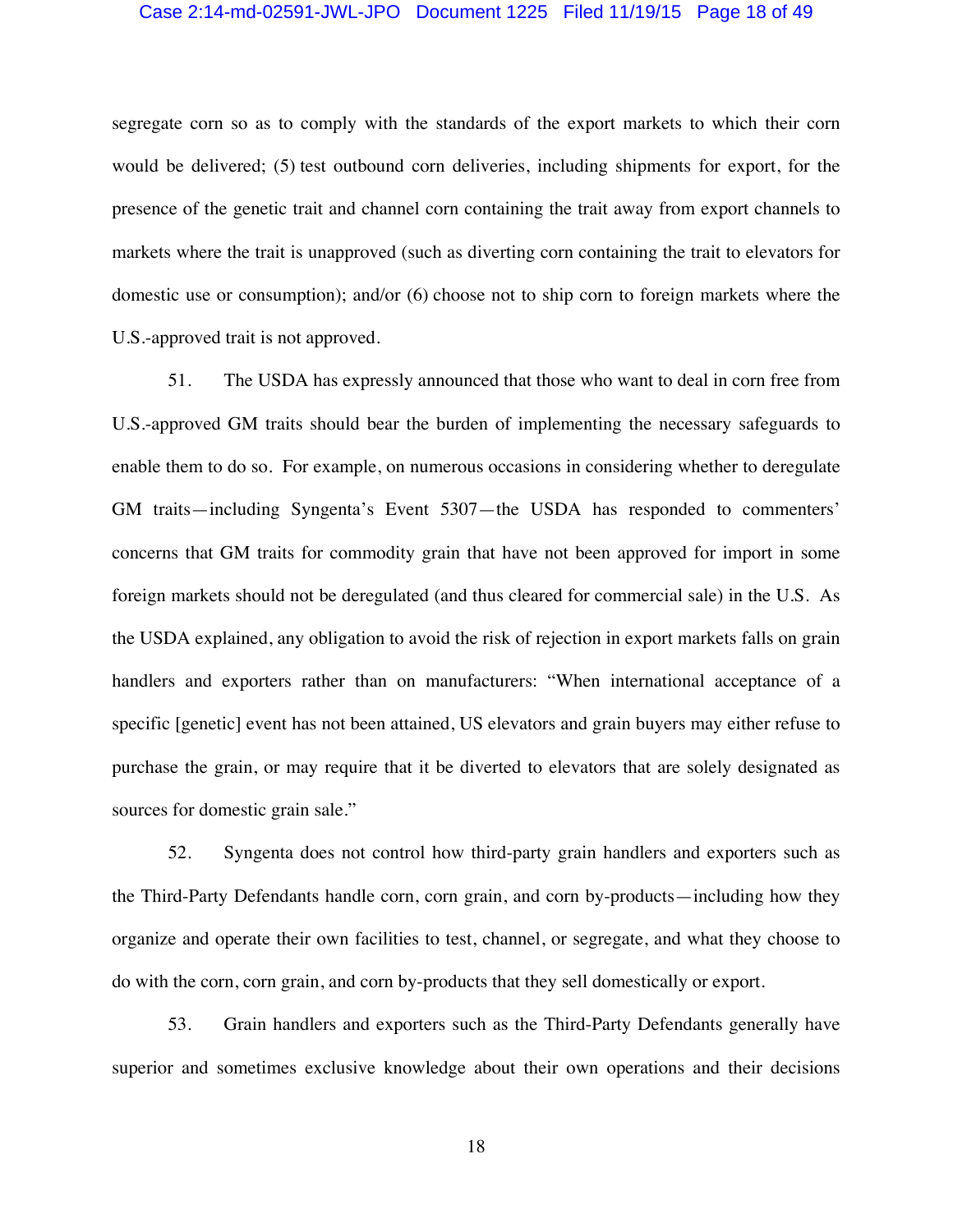segregate corn so as to comply with the standards of the export markets to which their corn would be delivered; (5) test outbound corn deliveries, including shipments for export, for the presence of the genetic trait and channel corn containing the trait away from export channels to markets where the trait is unapproved (such as diverting corn containing the trait to elevators for domestic use or consumption); and/or (6) choose not to ship corn to foreign markets where the U.S.-approved trait is not approved.

51. The USDA has expressly announced that those who want to deal in corn free from U.S.-approved GM traits should bear the burden of implementing the necessary safeguards to enable them to do so. For example, on numerous occasions in considering whether to deregulate GM traits—including Syngenta's Event 5307—the USDA has responded to commenters' concerns that GM traits for commodity grain that have not been approved for import in some foreign markets should not be deregulated (and thus cleared for commercial sale) in the U.S. As the USDA explained, any obligation to avoid the risk of rejection in export markets falls on grain handlers and exporters rather than on manufacturers: "When international acceptance of a specific [genetic] event has not been attained, US elevators and grain buyers may either refuse to purchase the grain, or may require that it be diverted to elevators that are solely designated as sources for domestic grain sale."

52. Syngenta does not control how third-party grain handlers and exporters such as the Third-Party Defendants handle corn, corn grain, and corn by-products—including how they organize and operate their own facilities to test, channel, or segregate, and what they choose to do with the corn, corn grain, and corn by-products that they sell domestically or export.

53. Grain handlers and exporters such as the Third-Party Defendants generally have superior and sometimes exclusive knowledge about their own operations and their decisions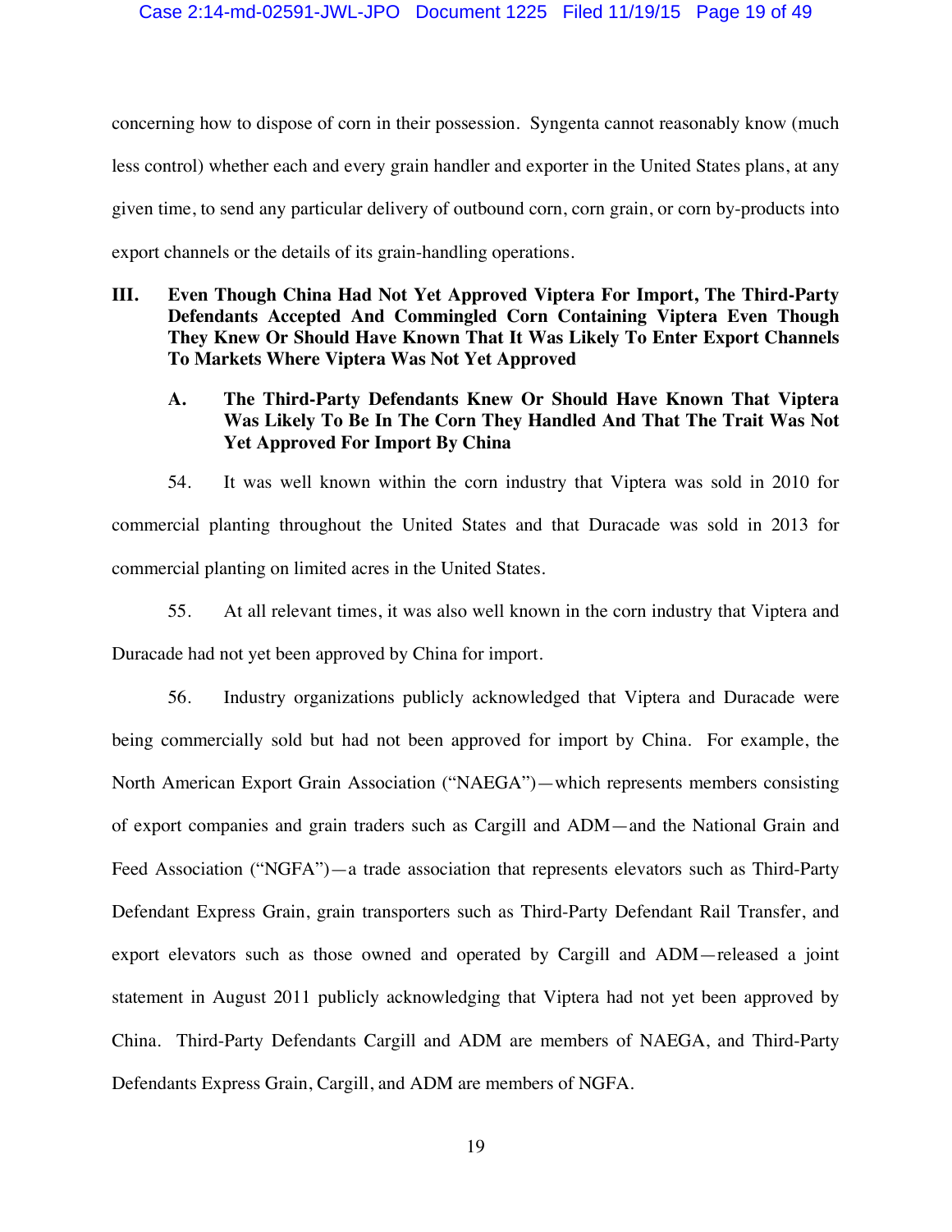concerning how to dispose of corn in their possession. Syngenta cannot reasonably know (much less control) whether each and every grain handler and exporter in the United States plans, at any given time, to send any particular delivery of outbound corn, corn grain, or corn by-products into export channels or the details of its grain-handling operations.

## III. Even Though China Had Not Yet Approved Viptera For Import, The Third-Party Defendants Accepted And Commingled Corn Containing Viptera Even Though They Knew Or Should Have Known That It Was Likely To Enter Export Channels To Markets Where Viptera Was Not Yet Approved

### A. The Third-Party Defendants Knew Or Should Have Known That Viptera Was Likely To Be In The Corn They Handled And That The Trait Was Not Yet Approved For Import By China

54. It was well known within the corn industry that Viptera was sold in 2010 for commercial planting throughout the United States and that Duracade was sold in 2013 for commercial planting on limited acres in the United States.

55. At all relevant times, it was also well known in the corn industry that Viptera and Duracade had not yet been approved by China for import.

56. Industry organizations publicly acknowledged that Viptera and Duracade were being commercially sold but had not been approved for import by China. For example, the North American Export Grain Association ("NAEGA")—which represents members consisting of export companies and grain traders such as Cargill and ADM—and the National Grain and Feed Association ("NGFA")—a trade association that represents elevators such as Third-Party Defendant Express Grain, grain transporters such as Third-Party Defendant Rail Transfer, and export elevators such as those owned and operated by Cargill and ADM—released a joint statement in August 2011 publicly acknowledging that Viptera had not yet been approved by China. Third-Party Defendants Cargill and ADM are members of NAEGA, and Third-Party Defendants Express Grain, Cargill, and ADM are members of NGFA.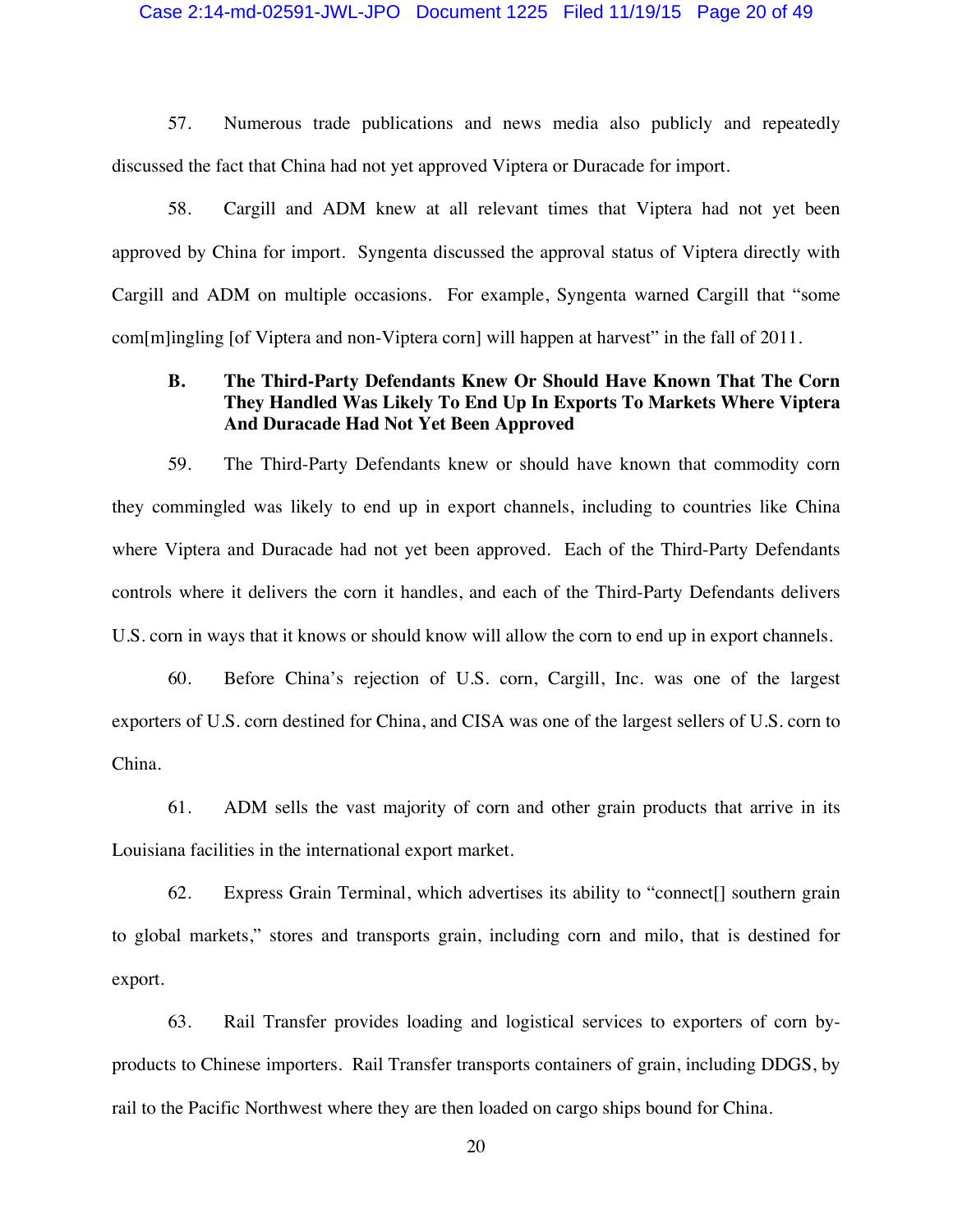57. Numerous trade publications and news media also publicly and repeatedly discussed the fact that China had not yet approved Viptera or Duracade for import.

58. Cargill and ADM knew at all relevant times that Viptera had not yet been approved by China for import. Syngenta discussed the approval status of Viptera directly with Cargill and ADM on multiple occasions. For example, Syngenta warned Cargill that "some com[m]ingling [of Viptera and non-Viptera corn] will happen at harvest" in the fall of 2011.

### B. The Third-Party Defendants Knew Or Should Have Known That The Corn They Handled Was Likely To End Up In Exports To Markets Where Viptera And Duracade Had Not Yet Been Approved

59. The Third-Party Defendants knew or should have known that commodity corn they commingled was likely to end up in export channels, including to countries like China where Viptera and Duracade had not yet been approved. Each of the Third-Party Defendants controls where it delivers the corn it handles, and each of the Third-Party Defendants delivers U.S. corn in ways that it knows or should know will allow the corn to end up in export channels.

60. Before China's rejection of U.S. corn, Cargill, Inc. was one of the largest exporters of U.S. corn destined for China, and CISA was one of the largest sellers of U.S. corn to China.

61. ADM sells the vast majority of corn and other grain products that arrive in its Louisiana facilities in the international export market.

62. Express Grain Terminal, which advertises its ability to "connect[] southern grain to global markets," stores and transports grain, including corn and milo, that is destined for export.

63. Rail Transfer provides loading and logistical services to exporters of corn by-products to Chinese importers. Rail Transfer transports containers of grain, including DDGS, by rail to the Pacific Northwest where they are then loaded on cargo ships bound for China.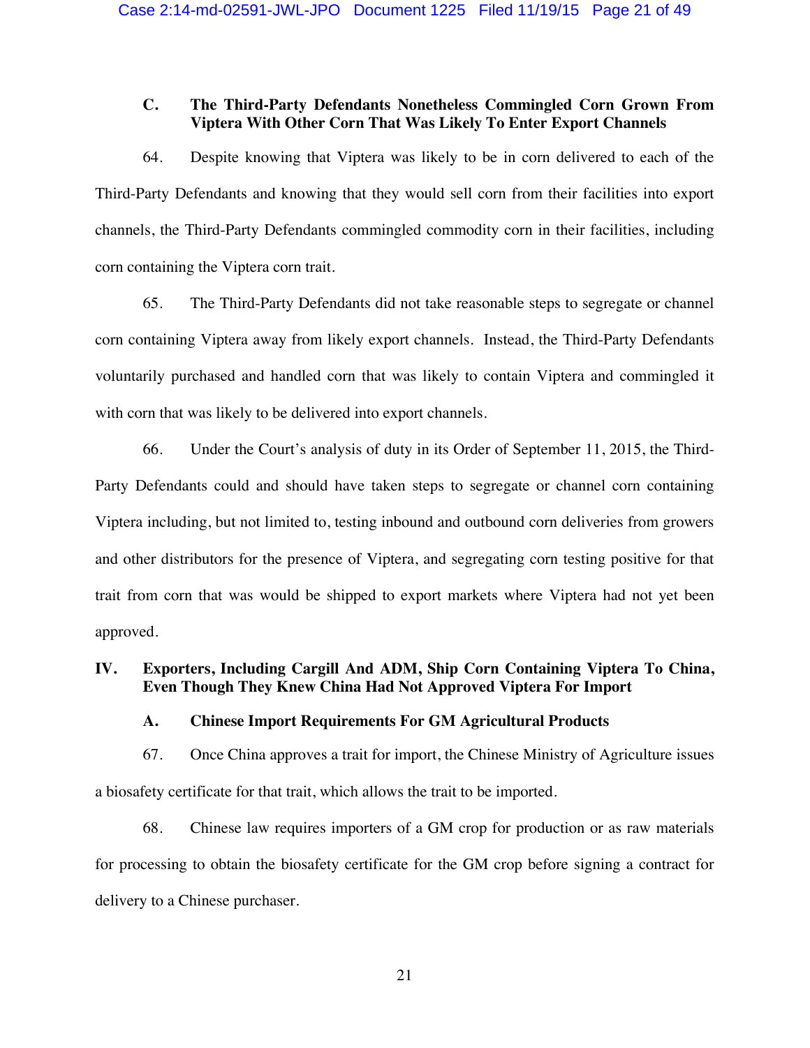### C. The Third-Party Defendants Nonetheless Commingled Corn Grown From Viptera With Other Corn That Was Likely To Enter Export Channels

64. Despite knowing that Viptera was likely to be in corn delivered to each of the Third-Party Defendants and knowing that they would sell corn from their facilities into export channels, the Third-Party Defendants commingled commodity corn in their facilities, including corn containing the Viptera corn trait.

65. The Third-Party Defendants did not take reasonable steps to segregate or channel corn containing Viptera away from likely export channels. Instead, the Third-Party Defendants voluntarily purchased and handled corn that was likely to contain Viptera and commingled it with corn that was likely to be delivered into export channels.

66. Under the Court's analysis of duty in its Order of September 11, 2015, the Third-Party Defendants could and should have taken steps to segregate or channel corn containing Viptera including, but not limited to, testing inbound and outbound corn deliveries from growers and other distributors for the presence of Viptera, and segregating corn testing positive for that trait from corn that was would be shipped to export markets where Viptera had not yet been approved.

## IV. Exporters, Including Cargill And ADM, Ship Corn Containing Viptera To China, Even Though They Knew China Had Not Approved Viptera For Import

### A. Chinese Import Requirements For GM Agricultural Products

67. Once China approves a trait for import, the Chinese Ministry of Agriculture issues a biosafety certificate for that trait, which allows the trait to be imported.

68. Chinese law requires importers of a GM crop for production or as raw materials for processing to obtain the biosafety certificate for the GM crop before signing a contract for delivery to a Chinese purchaser.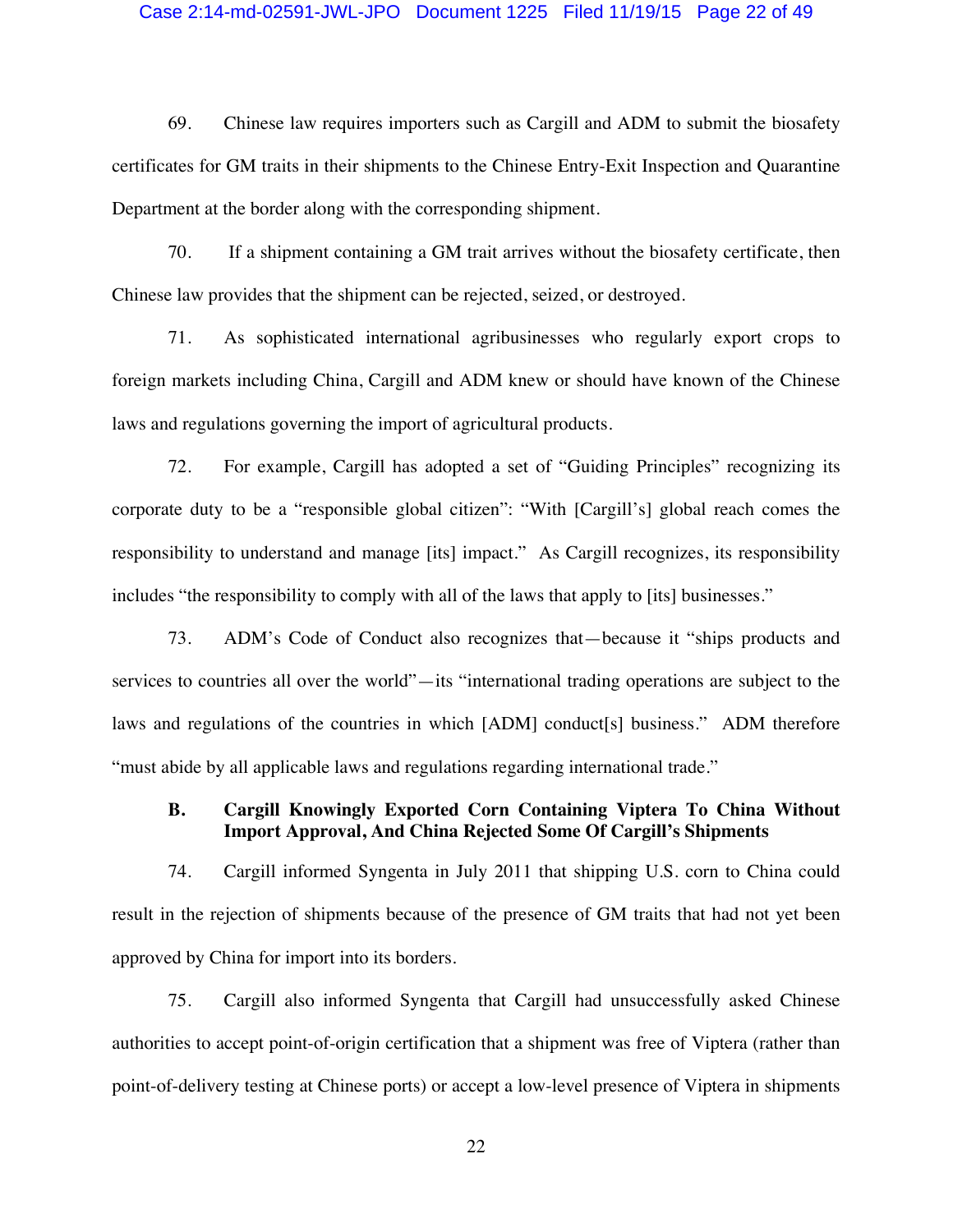69. Chinese law requires importers such as Cargill and ADM to submit the biosafety certificates for GM traits in their shipments to the Chinese Entry-Exit Inspection and Quarantine Department at the border along with the corresponding shipment.

70. If a shipment containing a GM trait arrives without the biosafety certificate, then Chinese law provides that the shipment can be rejected, seized, or destroyed.

71. As sophisticated international agribusinesses who regularly export crops to foreign markets including China, Cargill and ADM knew or should have known of the Chinese laws and regulations governing the import of agricultural products.

72. For example, Cargill has adopted a set of "Guiding Principles" recognizing its corporate duty to be a "responsible global citizen": "With [Cargill's] global reach comes the responsibility to understand and manage [its] impact." As Cargill recognizes, its responsibility includes "the responsibility to comply with all of the laws that apply to [its] businesses."

73. ADM's Code of Conduct also recognizes that—because it "ships products and services to countries all over the world"—its "international trading operations are subject to the laws and regulations of the countries in which [ADM] conduct[s] business." ADM therefore "must abide by all applicable laws and regulations regarding international trade."

### B. Cargill Knowingly Exported Corn Containing Viptera To China Without Import Approval, And China Rejected Some Of Cargill's Shipments

74. Cargill informed Syngenta in July 2011 that shipping U.S. corn to China could result in the rejection of shipments because of the presence of GM traits that had not yet been approved by China for import into its borders.

75. Cargill also informed Syngenta that Cargill had unsuccessfully asked Chinese authorities to accept point-of-origin certification that a shipment was free of Viptera (rather than point-of-delivery testing at Chinese ports) or accept a low-level presence of Viptera in shipments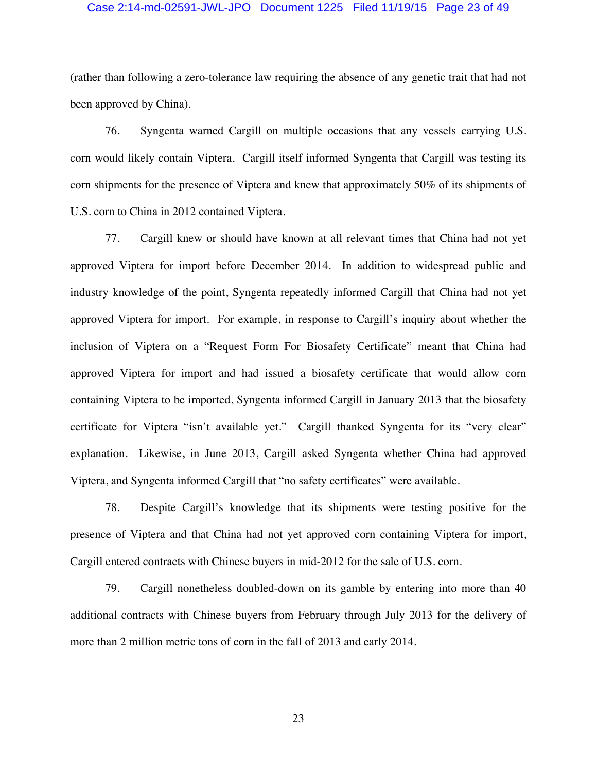(rather than following a zero-tolerance law requiring the absence of any genetic trait that had not been approved by China).

76. Syngenta warned Cargill on multiple occasions that any vessels carrying U.S. corn would likely contain Viptera. Cargill itself informed Syngenta that Cargill was testing its corn shipments for the presence of Viptera and knew that approximately 50% of its shipments of U.S. corn to China in 2012 contained Viptera.

77. Cargill knew or should have known at all relevant times that China had not yet approved Viptera for import before December 2014. In addition to widespread public and industry knowledge of the point, Syngenta repeatedly informed Cargill that China had not yet approved Viptera for import. For example, in response to Cargill's inquiry about whether the inclusion of Viptera on a "Request Form For Biosafety Certificate" meant that China had approved Viptera for import and had issued a biosafety certificate that would allow corn containing Viptera to be imported, Syngenta informed Cargill in January 2013 that the biosafety certificate for Viptera "isn't available yet." Cargill thanked Syngenta for its "very clear" explanation. Likewise, in June 2013, Cargill asked Syngenta whether China had approved Viptera, and Syngenta informed Cargill that "no safety certificates" were available.

78. Despite Cargill's knowledge that its shipments were testing positive for the presence of Viptera and that China had not yet approved corn containing Viptera for import, Cargill entered contracts with Chinese buyers in mid-2012 for the sale of U.S. corn.

79. Cargill nonetheless doubled-down on its gamble by entering into more than 40 additional contracts with Chinese buyers from February through July 2013 for the delivery of more than 2 million metric tons of corn in the fall of 2013 and early 2014.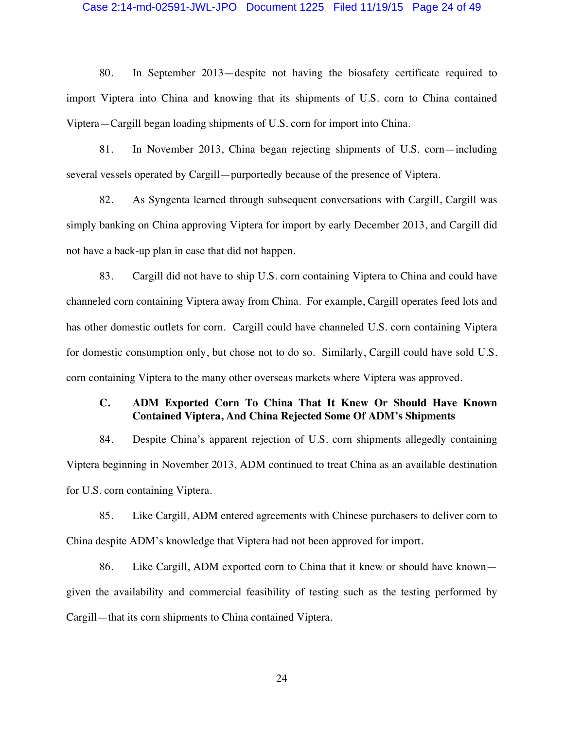80. In September 2013—despite not having the biosafety certificate required to import Viptera into China and knowing that its shipments of U.S. corn to China contained Viptera—Cargill began loading shipments of U.S. corn for import into China.

81. In November 2013, China began rejecting shipments of U.S. corn—including several vessels operated by Cargill—purportedly because of the presence of Viptera.

82. As Syngenta learned through subsequent conversations with Cargill, Cargill was simply banking on China approving Viptera for import by early December 2013, and Cargill did not have a back-up plan in case that did not happen.

83. Cargill did not have to ship U.S. corn containing Viptera to China and could have channeled corn containing Viptera away from China. For example, Cargill operates feed lots and has other domestic outlets for corn. Cargill could have channeled U.S. corn containing Viptera for domestic consumption only, but chose not to do so. Similarly, Cargill could have sold U.S. corn containing Viptera to the many other overseas markets where Viptera was approved.

### C. ADM Exported Corn To China That It Knew Or Should Have Known Contained Viptera, And China Rejected Some Of ADM's Shipments

84. Despite China's apparent rejection of U.S. corn shipments allegedly containing Viptera beginning in November 2013, ADM continued to treat China as an available destination for U.S. corn containing Viptera.

85. Like Cargill, ADM entered agreements with Chinese purchasers to deliver corn to China despite ADM's knowledge that Viptera had not been approved for import.

86. Like Cargill, ADM exported corn to China that it knew or should have known—given the availability and commercial feasibility of testing such as the testing performed by Cargill—that its corn shipments to China contained Viptera.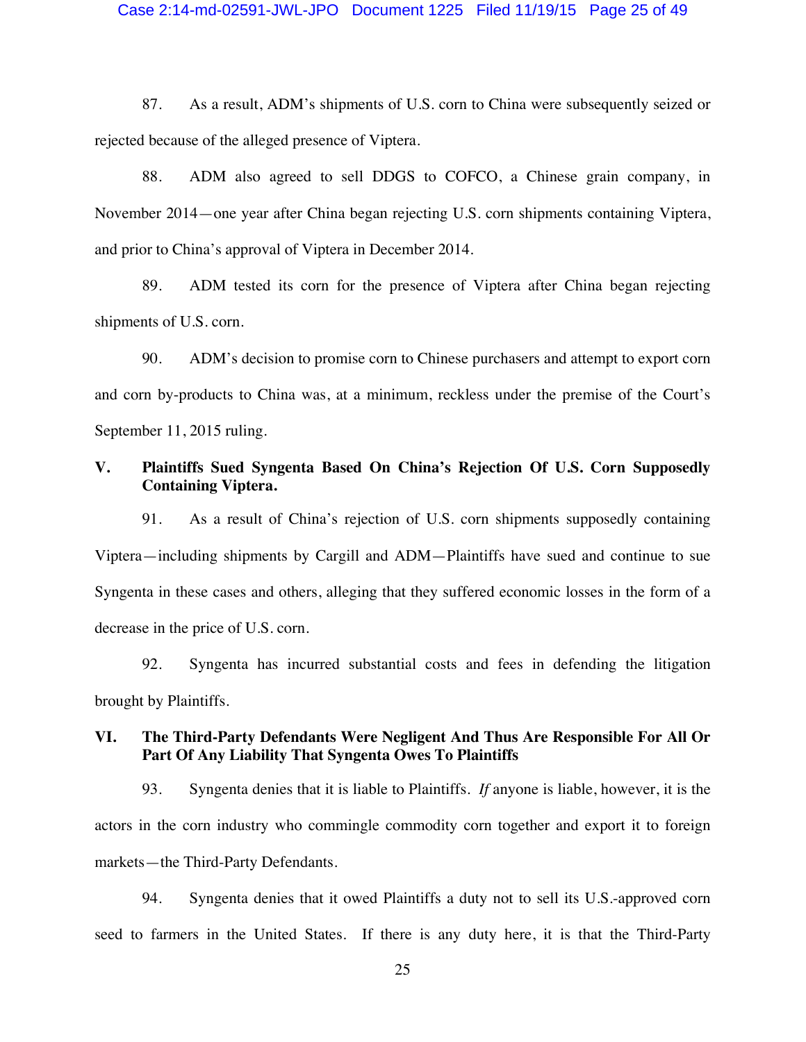87. As a result, ADM's shipments of U.S. corn to China were subsequently seized or rejected because of the alleged presence of Viptera.

88. ADM also agreed to sell DDGS to COFCO, a Chinese grain company, in November 2014—one year after China began rejecting U.S. corn shipments containing Viptera, and prior to China's approval of Viptera in December 2014.

89. ADM tested its corn for the presence of Viptera after China began rejecting shipments of U.S. corn.

90. ADM's decision to promise corn to Chinese purchasers and attempt to export corn and corn by-products to China was, at a minimum, reckless under the premise of the Court's September 11, 2015 ruling.

## V. Plaintiffs Sued Syngenta Based On China's Rejection Of U.S. Corn Supposedly Containing Viptera.

91. As a result of China's rejection of U.S. corn shipments supposedly containing Viptera—including shipments by Cargill and ADM—Plaintiffs have sued and continue to sue Syngenta in these cases and others, alleging that they suffered economic losses in the form of a decrease in the price of U.S. corn.

92. Syngenta has incurred substantial costs and fees in defending the litigation brought by Plaintiffs.

## VI. The Third-Party Defendants Were Negligent And Thus Are Responsible For All Or Part Of Any Liability That Syngenta Owes To Plaintiffs

93. Syngenta denies that it is liable to Plaintiffs. *If* anyone is liable, however, it is the actors in the corn industry who commingle commodity corn together and export it to foreign markets—the Third-Party Defendants.

94. Syngenta denies that it owed Plaintiffs a duty not to sell its U.S.-approved corn seed to farmers in the United States. If there is any duty here, it is that the Third-Party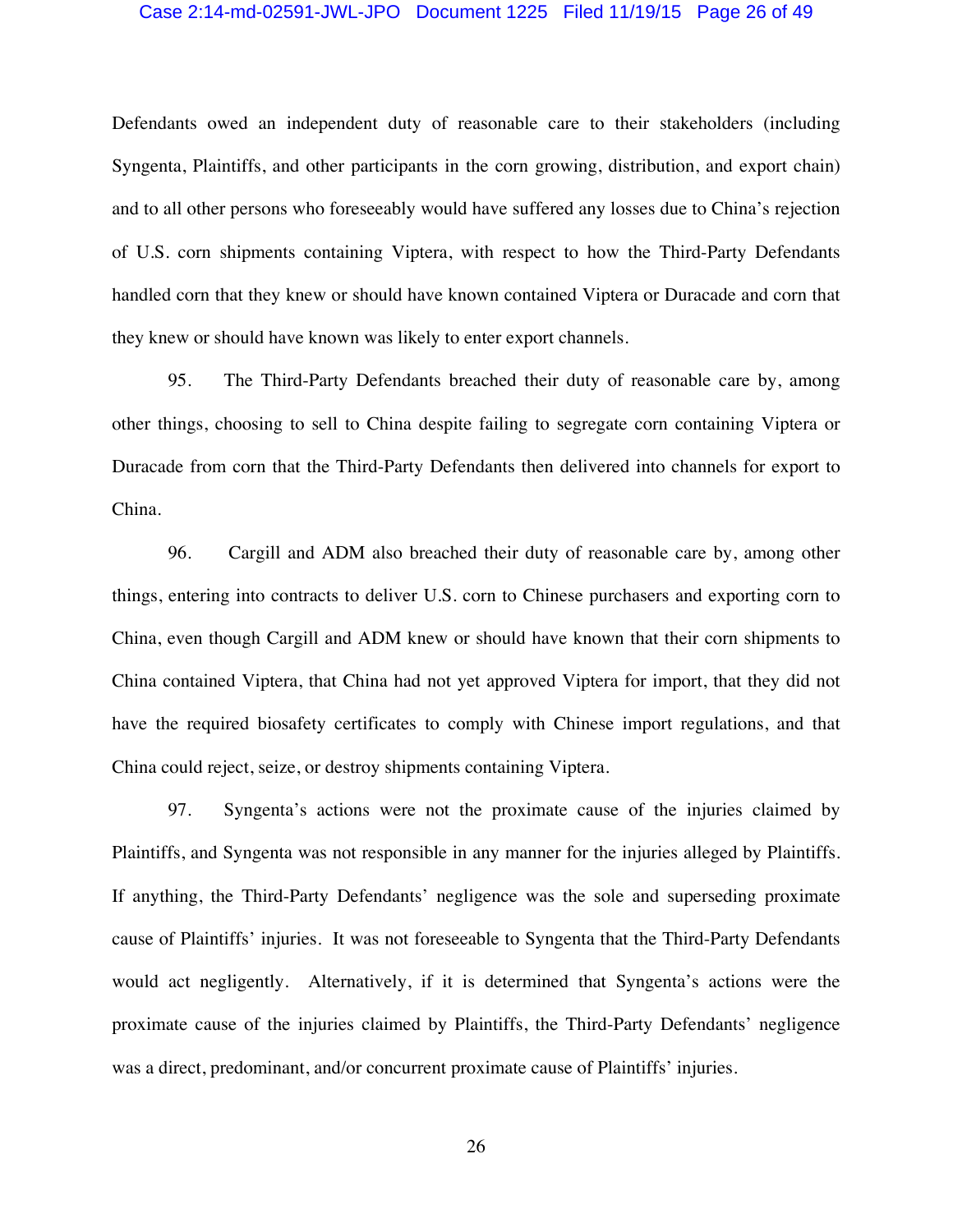Defendants owed an independent duty of reasonable care to their stakeholders (including Syngenta, Plaintiffs, and other participants in the corn growing, distribution, and export chain) and to all other persons who foreseeably would have suffered any losses due to China's rejection of U.S. corn shipments containing Viptera, with respect to how the Third-Party Defendants handled corn that they knew or should have known contained Viptera or Duracade and corn that they knew or should have known was likely to enter export channels.

95. The Third-Party Defendants breached their duty of reasonable care by, among other things, choosing to sell to China despite failing to segregate corn containing Viptera or Duracade from corn that the Third-Party Defendants then delivered into channels for export to China.

96. Cargill and ADM also breached their duty of reasonable care by, among other things, entering into contracts to deliver U.S. corn to Chinese purchasers and exporting corn to China, even though Cargill and ADM knew or should have known that their corn shipments to China contained Viptera, that China had not yet approved Viptera for import, that they did not have the required biosafety certificates to comply with Chinese import regulations, and that China could reject, seize, or destroy shipments containing Viptera.

97. Syngenta's actions were not the proximate cause of the injuries claimed by Plaintiffs, and Syngenta was not responsible in any manner for the injuries alleged by Plaintiffs. If anything, the Third-Party Defendants' negligence was the sole and superseding proximate cause of Plaintiffs' injuries. It was not foreseeable to Syngenta that the Third-Party Defendants would act negligently. Alternatively, if it is determined that Syngenta's actions were the proximate cause of the injuries claimed by Plaintiffs, the Third-Party Defendants' negligence was a direct, predominant, and/or concurrent proximate cause of Plaintiffs' injuries.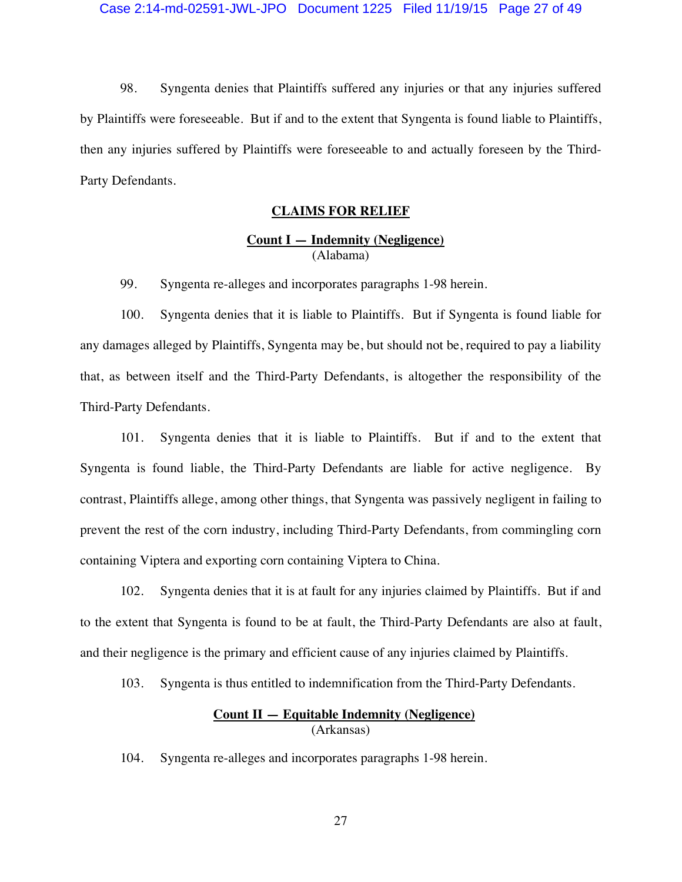98. Syngenta denies that Plaintiffs suffered any injuries or that any injuries suffered by Plaintiffs were foreseeable. But if and to the extent that Syngenta is found liable to Plaintiffs, then any injuries suffered by Plaintiffs were foreseeable to and actually foreseen by the Third-Party Defendants.

## CLAIMS FOR RELIEF

### Count I — Indemnity (Negligence)
(Alabama)

99. Syngenta re-alleges and incorporates paragraphs 1-98 herein.

100. Syngenta denies that it is liable to Plaintiffs. But if Syngenta is found liable for any damages alleged by Plaintiffs, Syngenta may be, but should not be, required to pay a liability that, as between itself and the Third-Party Defendants, is altogether the responsibility of the Third-Party Defendants.

101. Syngenta denies that it is liable to Plaintiffs. But if and to the extent that Syngenta is found liable, the Third-Party Defendants are liable for active negligence. By contrast, Plaintiffs allege, among other things, that Syngenta was passively negligent in failing to prevent the rest of the corn industry, including Third-Party Defendants, from commingling corn containing Viptera and exporting corn containing Viptera to China.

102. Syngenta denies that it is at fault for any injuries claimed by Plaintiffs. But if and to the extent that Syngenta is found to be at fault, the Third-Party Defendants are also at fault, and their negligence is the primary and efficient cause of any injuries claimed by Plaintiffs.

103. Syngenta is thus entitled to indemnification from the Third-Party Defendants.

### Count II — Equitable Indemnity (Negligence)
(Arkansas)

104. Syngenta re-alleges and incorporates paragraphs 1-98 herein.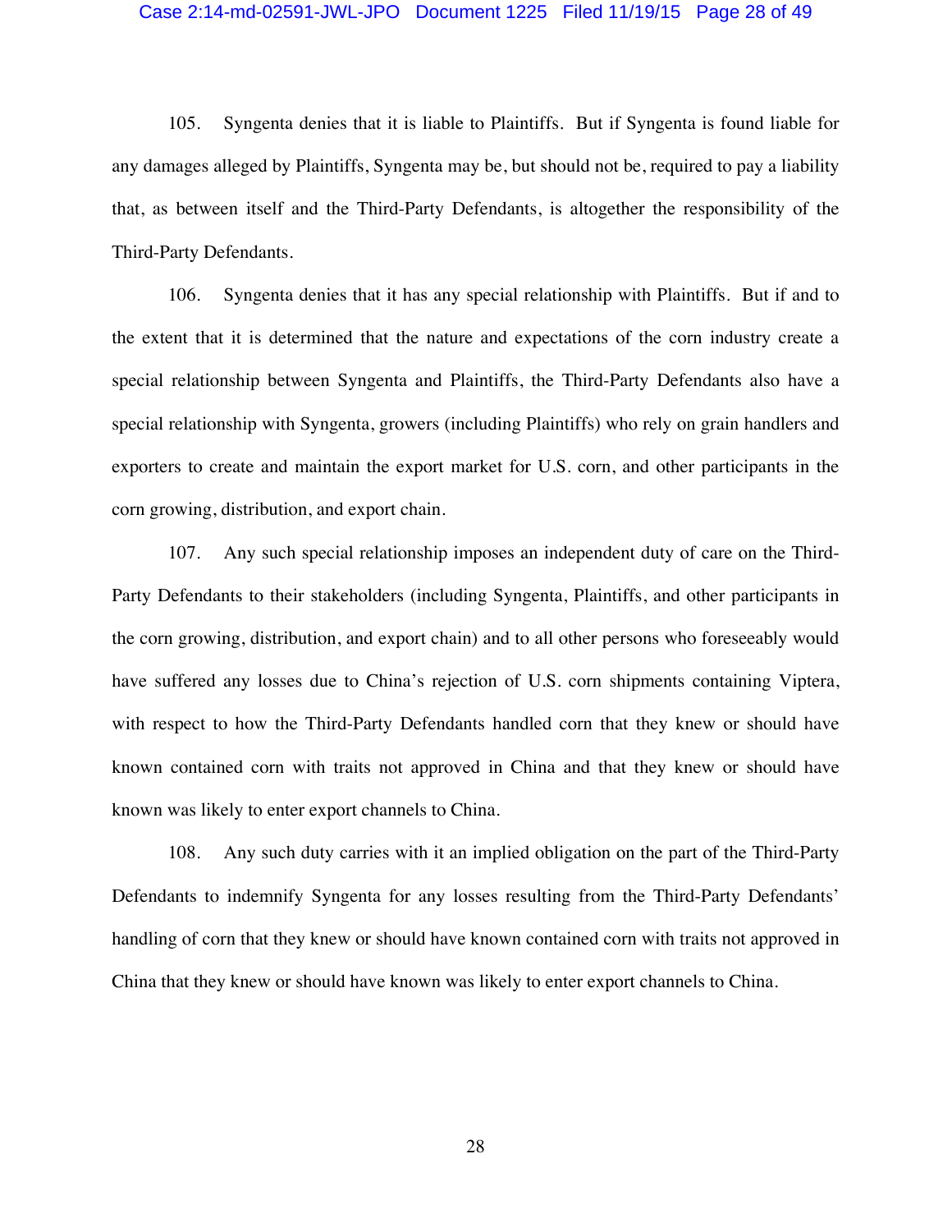105. Syngenta denies that it is liable to Plaintiffs. But if Syngenta is found liable for any damages alleged by Plaintiffs, Syngenta may be, but should not be, required to pay a liability that, as between itself and the Third-Party Defendants, is altogether the responsibility of the Third-Party Defendants.

106. Syngenta denies that it has any special relationship with Plaintiffs. But if and to the extent that it is determined that the nature and expectations of the corn industry create a special relationship between Syngenta and Plaintiffs, the Third-Party Defendants also have a special relationship with Syngenta, growers (including Plaintiffs) who rely on grain handlers and exporters to create and maintain the export market for U.S. corn, and other participants in the corn growing, distribution, and export chain.

107. Any such special relationship imposes an independent duty of care on the Third-Party Defendants to their stakeholders (including Syngenta, Plaintiffs, and other participants in the corn growing, distribution, and export chain) and to all other persons who foreseeably would have suffered any losses due to China's rejection of U.S. corn shipments containing Viptera, with respect to how the Third-Party Defendants handled corn that they knew or should have known contained corn with traits not approved in China and that they knew or should have known was likely to enter export channels to China.

108. Any such duty carries with it an implied obligation on the part of the Third-Party Defendants to indemnify Syngenta for any losses resulting from the Third-Party Defendants' handling of corn that they knew or should have known contained corn with traits not approved in China that they knew or should have known was likely to enter export channels to China.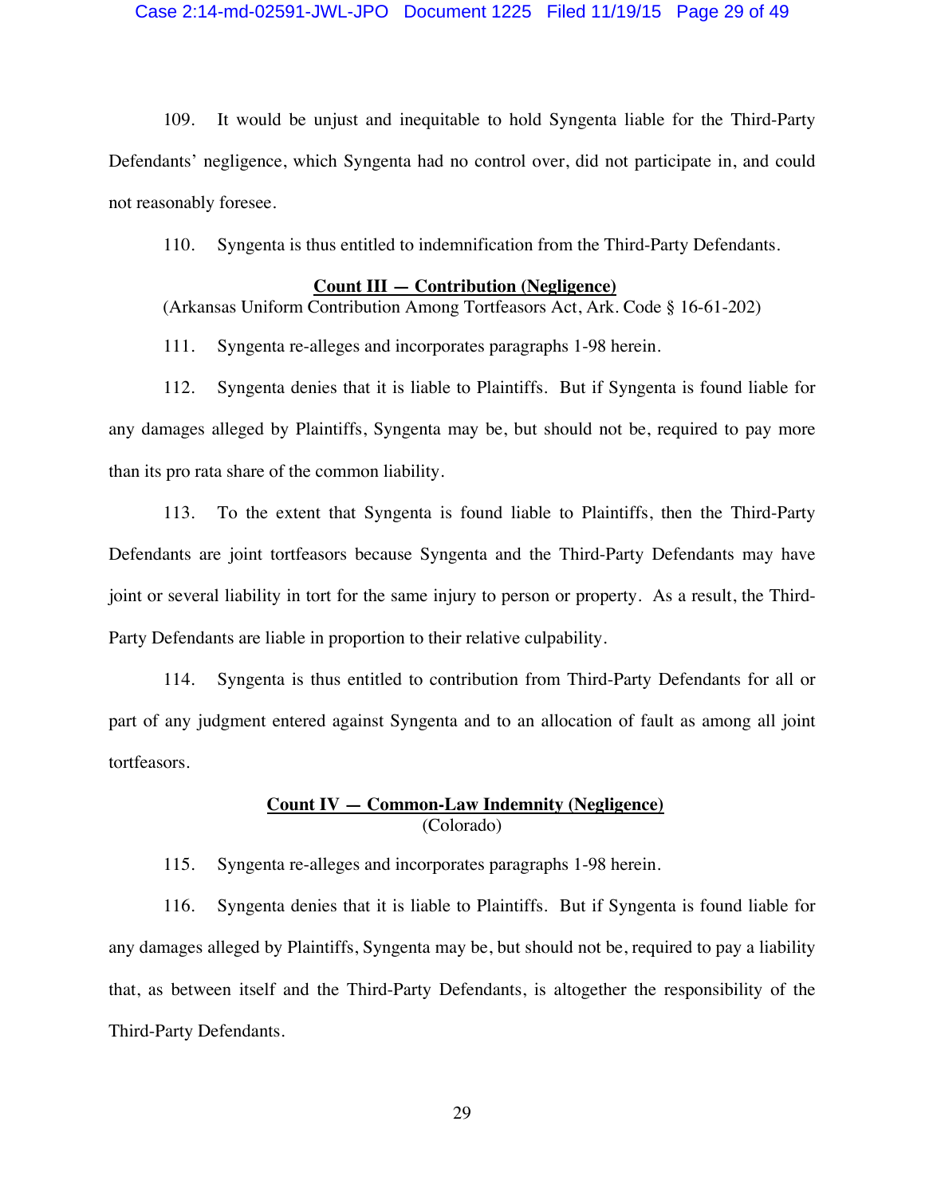109. It would be unjust and inequitable to hold Syngenta liable for the Third-Party Defendants' negligence, which Syngenta had no control over, did not participate in, and could not reasonably foresee.

110. Syngenta is thus entitled to indemnification from the Third-Party Defendants.

**Count III — Contribution (Negligence)**

(Arkansas Uniform Contribution Among Tortfeasors Act, Ark. Code § 16-61-202)

111. Syngenta re-alleges and incorporates paragraphs 1-98 herein.

112. Syngenta denies that it is liable to Plaintiffs. But if Syngenta is found liable for any damages alleged by Plaintiffs, Syngenta may be, but should not be, required to pay more than its pro rata share of the common liability.

113. To the extent that Syngenta is found liable to Plaintiffs, then the Third-Party Defendants are joint tortfeasors because Syngenta and the Third-Party Defendants may have joint or several liability in tort for the same injury to person or property. As a result, the Third-Party Defendants are liable in proportion to their relative culpability.

114. Syngenta is thus entitled to contribution from Third-Party Defendants for all or part of any judgment entered against Syngenta and to an allocation of fault as among all joint tortfeasors.

**Count IV — Common-Law Indemnity (Negligence)**

(Colorado)

115. Syngenta re-alleges and incorporates paragraphs 1-98 herein.

116. Syngenta denies that it is liable to Plaintiffs. But if Syngenta is found liable for any damages alleged by Plaintiffs, Syngenta may be, but should not be, required to pay a liability that, as between itself and the Third-Party Defendants, is altogether the responsibility of the Third-Party Defendants.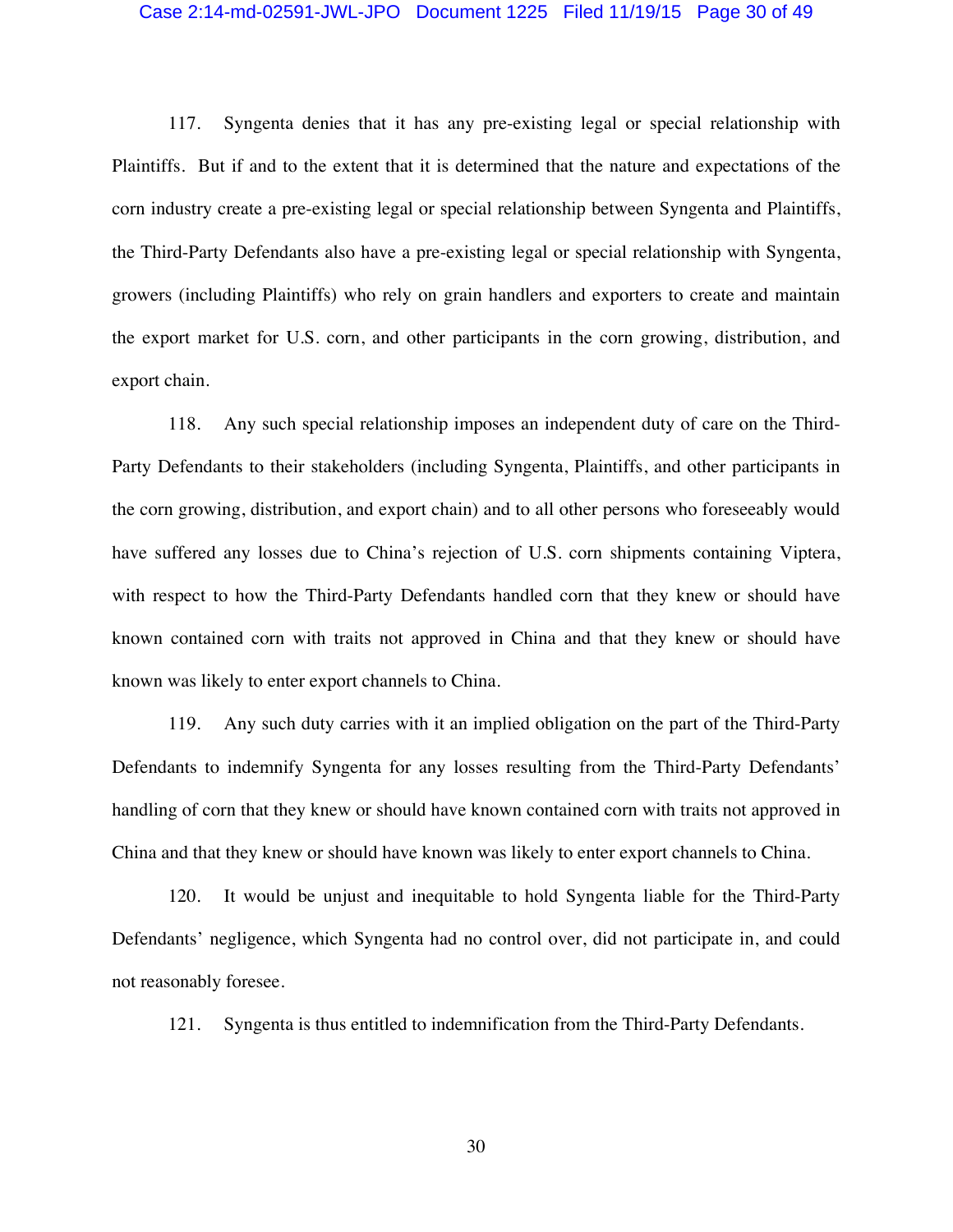117. Syngenta denies that it has any pre-existing legal or special relationship with Plaintiffs. But if and to the extent that it is determined that the nature and expectations of the corn industry create a pre-existing legal or special relationship between Syngenta and Plaintiffs, the Third-Party Defendants also have a pre-existing legal or special relationship with Syngenta, growers (including Plaintiffs) who rely on grain handlers and exporters to create and maintain the export market for U.S. corn, and other participants in the corn growing, distribution, and export chain.

118. Any such special relationship imposes an independent duty of care on the Third-Party Defendants to their stakeholders (including Syngenta, Plaintiffs, and other participants in the corn growing, distribution, and export chain) and to all other persons who foreseeably would have suffered any losses due to China's rejection of U.S. corn shipments containing Viptera, with respect to how the Third-Party Defendants handled corn that they knew or should have known contained corn with traits not approved in China and that they knew or should have known was likely to enter export channels to China.

119. Any such duty carries with it an implied obligation on the part of the Third-Party Defendants to indemnify Syngenta for any losses resulting from the Third-Party Defendants' handling of corn that they knew or should have known contained corn with traits not approved in China and that they knew or should have known was likely to enter export channels to China.

120. It would be unjust and inequitable to hold Syngenta liable for the Third-Party Defendants' negligence, which Syngenta had no control over, did not participate in, and could not reasonably foresee.

121. Syngenta is thus entitled to indemnification from the Third-Party Defendants.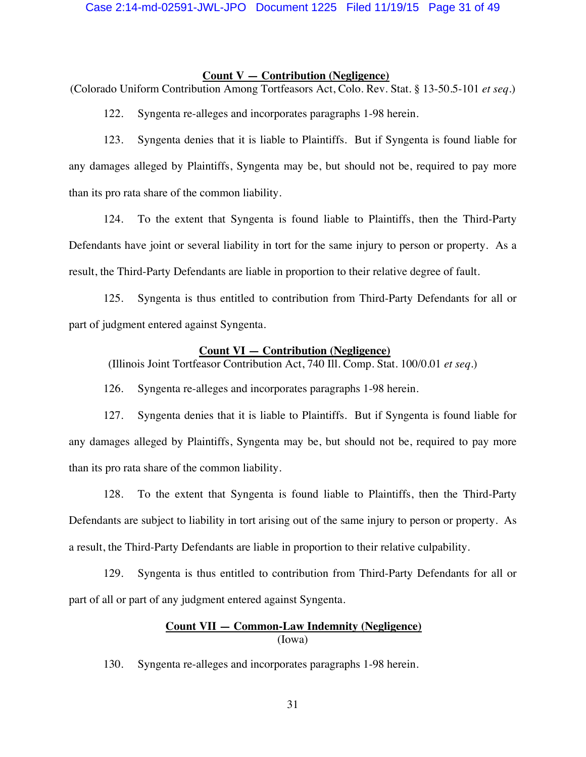**Count V — Contribution (Negligence)**

(Colorado Uniform Contribution Among Tortfeasors Act, Colo. Rev. Stat. § 13-50.5-101 *et seq.*)

122. Syngenta re-alleges and incorporates paragraphs 1-98 herein.

123. Syngenta denies that it is liable to Plaintiffs. But if Syngenta is found liable for any damages alleged by Plaintiffs, Syngenta may be, but should not be, required to pay more than its pro rata share of the common liability.

124. To the extent that Syngenta is found liable to Plaintiffs, then the Third-Party Defendants have joint or several liability in tort for the same injury to person or property. As a result, the Third-Party Defendants are liable in proportion to their relative degree of fault.

125. Syngenta is thus entitled to contribution from Third-Party Defendants for all or part of judgment entered against Syngenta.

**Count VI — Contribution (Negligence)**

(Illinois Joint Tortfeasor Contribution Act, 740 Ill. Comp. Stat. 100/0.01 *et seq.*)

126. Syngenta re-alleges and incorporates paragraphs 1-98 herein.

127. Syngenta denies that it is liable to Plaintiffs. But if Syngenta is found liable for any damages alleged by Plaintiffs, Syngenta may be, but should not be, required to pay more than its pro rata share of the common liability.

128. To the extent that Syngenta is found liable to Plaintiffs, then the Third-Party Defendants are subject to liability in tort arising out of the same injury to person or property. As a result, the Third-Party Defendants are liable in proportion to their relative culpability.

129. Syngenta is thus entitled to contribution from Third-Party Defendants for all or part of all or part of any judgment entered against Syngenta.

**Count VII — Common-Law Indemnity (Negligence)**

(Iowa)

130. Syngenta re-alleges and incorporates paragraphs 1-98 herein.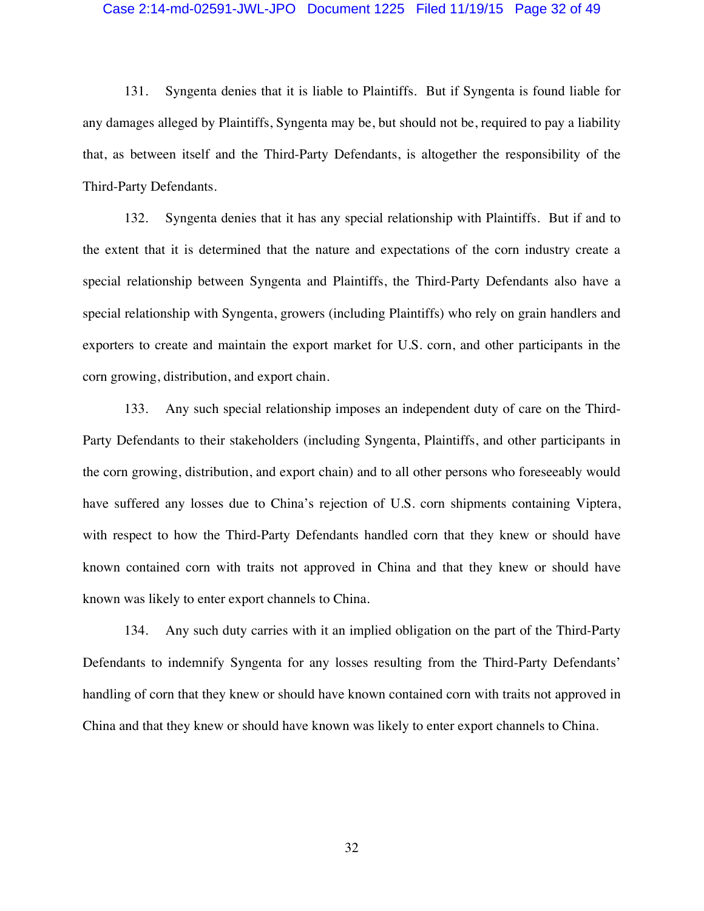131. Syngenta denies that it is liable to Plaintiffs. But if Syngenta is found liable for any damages alleged by Plaintiffs, Syngenta may be, but should not be, required to pay a liability that, as between itself and the Third-Party Defendants, is altogether the responsibility of the Third-Party Defendants.

132. Syngenta denies that it has any special relationship with Plaintiffs. But if and to the extent that it is determined that the nature and expectations of the corn industry create a special relationship between Syngenta and Plaintiffs, the Third-Party Defendants also have a special relationship with Syngenta, growers (including Plaintiffs) who rely on grain handlers and exporters to create and maintain the export market for U.S. corn, and other participants in the corn growing, distribution, and export chain.

133. Any such special relationship imposes an independent duty of care on the Third-Party Defendants to their stakeholders (including Syngenta, Plaintiffs, and other participants in the corn growing, distribution, and export chain) and to all other persons who foreseeably would have suffered any losses due to China's rejection of U.S. corn shipments containing Viptera, with respect to how the Third-Party Defendants handled corn that they knew or should have known contained corn with traits not approved in China and that they knew or should have known was likely to enter export channels to China.

134. Any such duty carries with it an implied obligation on the part of the Third-Party Defendants to indemnify Syngenta for any losses resulting from the Third-Party Defendants' handling of corn that they knew or should have known contained corn with traits not approved in China and that they knew or should have known was likely to enter export channels to China.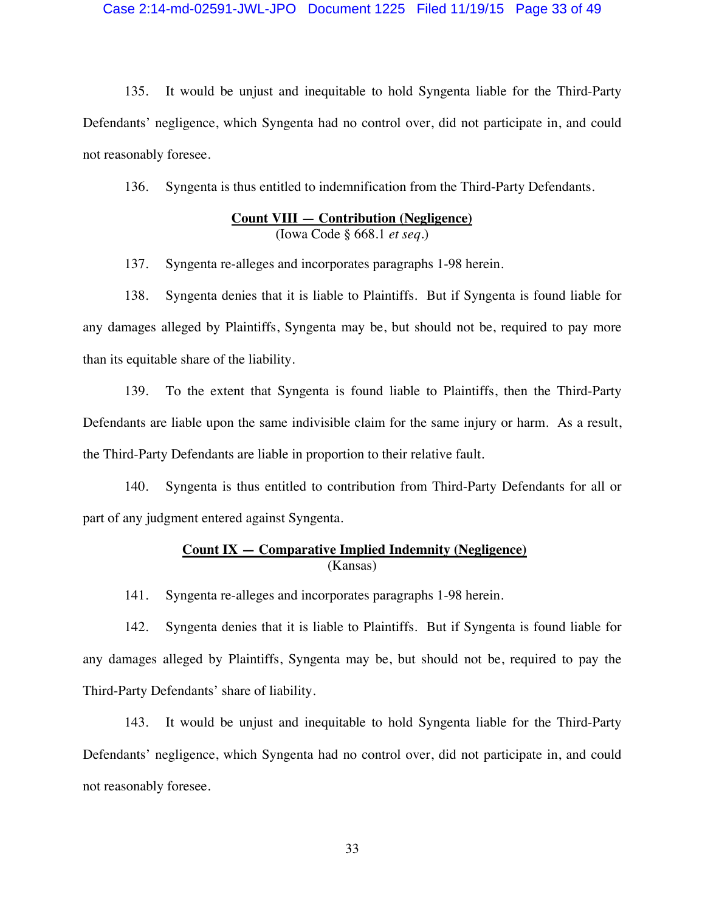135. It would be unjust and inequitable to hold Syngenta liable for the Third-Party Defendants' negligence, which Syngenta had no control over, did not participate in, and could not reasonably foresee.

136. Syngenta is thus entitled to indemnification from the Third-Party Defendants.

**Count VIII — Contribution (Negligence)**
(Iowa Code § 668.1 *et seq.*)

137. Syngenta re-alleges and incorporates paragraphs 1-98 herein.

138. Syngenta denies that it is liable to Plaintiffs. But if Syngenta is found liable for any damages alleged by Plaintiffs, Syngenta may be, but should not be, required to pay more than its equitable share of the liability.

139. To the extent that Syngenta is found liable to Plaintiffs, then the Third-Party Defendants are liable upon the same indivisible claim for the same injury or harm. As a result, the Third-Party Defendants are liable in proportion to their relative fault.

140. Syngenta is thus entitled to contribution from Third-Party Defendants for all or part of any judgment entered against Syngenta.

**Count IX — Comparative Implied Indemnity (Negligence)**
(Kansas)

141. Syngenta re-alleges and incorporates paragraphs 1-98 herein.

142. Syngenta denies that it is liable to Plaintiffs. But if Syngenta is found liable for any damages alleged by Plaintiffs, Syngenta may be, but should not be, required to pay the Third-Party Defendants' share of liability.

143. It would be unjust and inequitable to hold Syngenta liable for the Third-Party Defendants' negligence, which Syngenta had no control over, did not participate in, and could not reasonably foresee.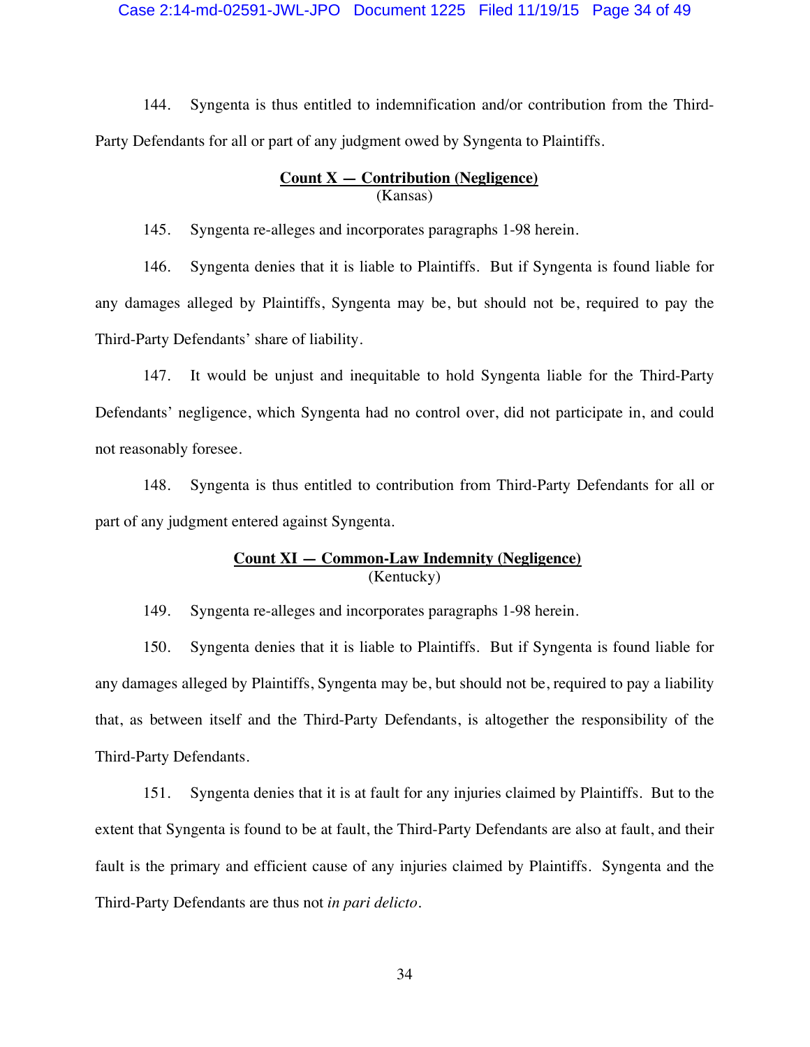144. Syngenta is thus entitled to indemnification and/or contribution from the Third-Party Defendants for all or part of any judgment owed by Syngenta to Plaintiffs.

**Count X — Contribution (Negligence)**
(Kansas)

145. Syngenta re-alleges and incorporates paragraphs 1-98 herein.

146. Syngenta denies that it is liable to Plaintiffs. But if Syngenta is found liable for any damages alleged by Plaintiffs, Syngenta may be, but should not be, required to pay the Third-Party Defendants' share of liability.

147. It would be unjust and inequitable to hold Syngenta liable for the Third-Party Defendants' negligence, which Syngenta had no control over, did not participate in, and could not reasonably foresee.

148. Syngenta is thus entitled to contribution from Third-Party Defendants for all or part of any judgment entered against Syngenta.

**Count XI — Common-Law Indemnity (Negligence)**
(Kentucky)

149. Syngenta re-alleges and incorporates paragraphs 1-98 herein.

150. Syngenta denies that it is liable to Plaintiffs. But if Syngenta is found liable for any damages alleged by Plaintiffs, Syngenta may be, but should not be, required to pay a liability that, as between itself and the Third-Party Defendants, is altogether the responsibility of the Third-Party Defendants.

151. Syngenta denies that it is at fault for any injuries claimed by Plaintiffs. But to the extent that Syngenta is found to be at fault, the Third-Party Defendants are also at fault, and their fault is the primary and efficient cause of any injuries claimed by Plaintiffs. Syngenta and the Third-Party Defendants are thus not *in pari delicto*.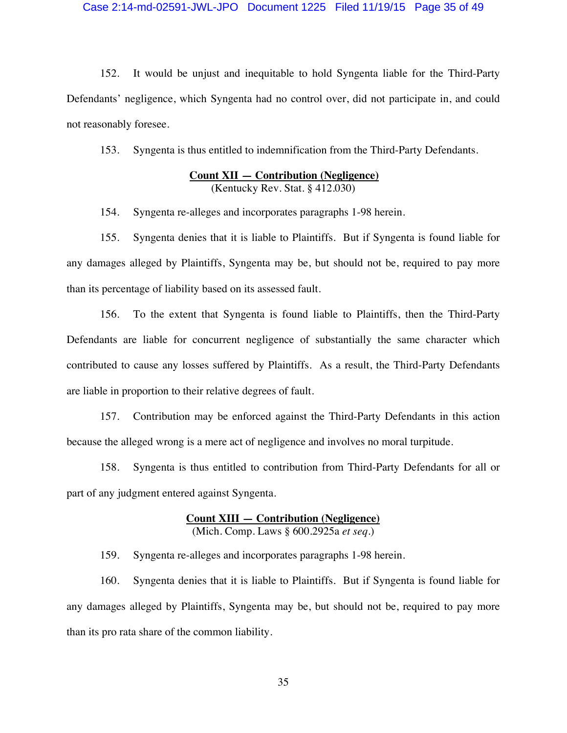152. It would be unjust and inequitable to hold Syngenta liable for the Third-Party Defendants' negligence, which Syngenta had no control over, did not participate in, and could not reasonably foresee.

153. Syngenta is thus entitled to indemnification from the Third-Party Defendants.

**Count XII — Contribution (Negligence)**
(Kentucky Rev. Stat. § 412.030)

154. Syngenta re-alleges and incorporates paragraphs 1-98 herein.

155. Syngenta denies that it is liable to Plaintiffs. But if Syngenta is found liable for any damages alleged by Plaintiffs, Syngenta may be, but should not be, required to pay more than its percentage of liability based on its assessed fault.

156. To the extent that Syngenta is found liable to Plaintiffs, then the Third-Party Defendants are liable for concurrent negligence of substantially the same character which contributed to cause any losses suffered by Plaintiffs. As a result, the Third-Party Defendants are liable in proportion to their relative degrees of fault.

157. Contribution may be enforced against the Third-Party Defendants in this action because the alleged wrong is a mere act of negligence and involves no moral turpitude.

158. Syngenta is thus entitled to contribution from Third-Party Defendants for all or part of any judgment entered against Syngenta.

**Count XIII — Contribution (Negligence)**
(Mich. Comp. Laws § 600.2925a *et seq*.)

159. Syngenta re-alleges and incorporates paragraphs 1-98 herein.

160. Syngenta denies that it is liable to Plaintiffs. But if Syngenta is found liable for any damages alleged by Plaintiffs, Syngenta may be, but should not be, required to pay more than its pro rata share of the common liability.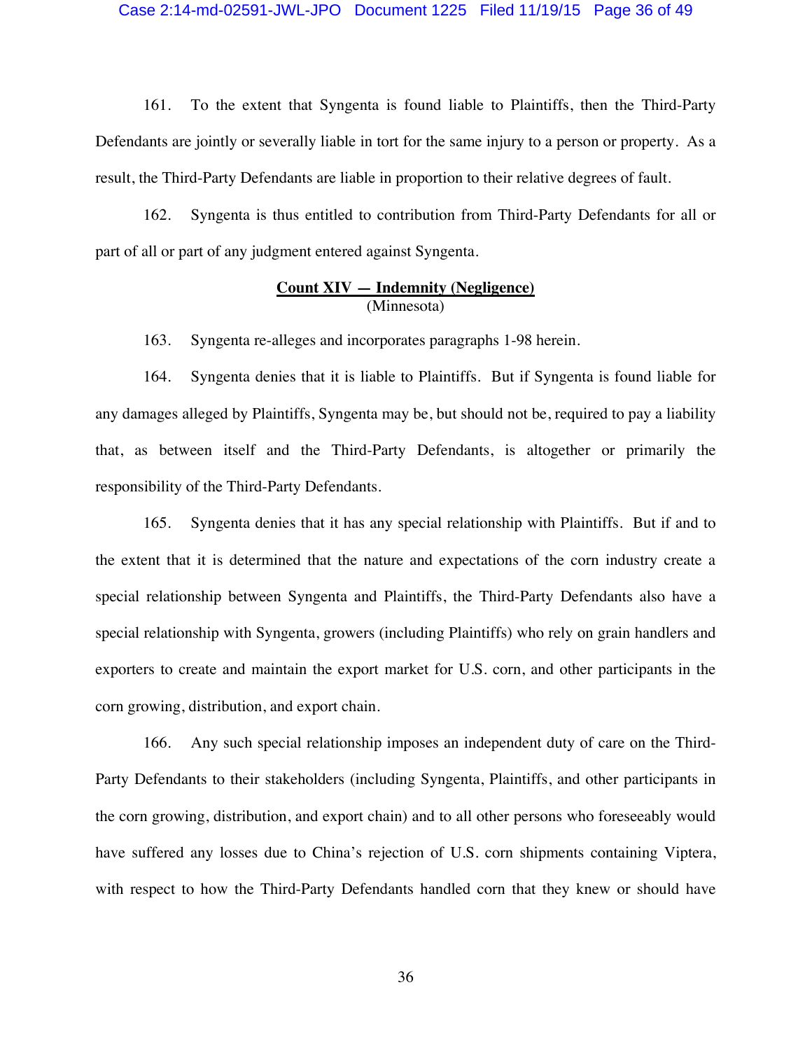161. To the extent that Syngenta is found liable to Plaintiffs, then the Third-Party Defendants are jointly or severally liable in tort for the same injury to a person or property. As a result, the Third-Party Defendants are liable in proportion to their relative degrees of fault.

162. Syngenta is thus entitled to contribution from Third-Party Defendants for all or part of all or part of any judgment entered against Syngenta.

**Count XIV — Indemnity (Negligence)**
(Minnesota)

163. Syngenta re-alleges and incorporates paragraphs 1-98 herein.

164. Syngenta denies that it is liable to Plaintiffs. But if Syngenta is found liable for any damages alleged by Plaintiffs, Syngenta may be, but should not be, required to pay a liability that, as between itself and the Third-Party Defendants, is altogether or primarily the responsibility of the Third-Party Defendants.

165. Syngenta denies that it has any special relationship with Plaintiffs. But if and to the extent that it is determined that the nature and expectations of the corn industry create a special relationship between Syngenta and Plaintiffs, the Third-Party Defendants also have a special relationship with Syngenta, growers (including Plaintiffs) who rely on grain handlers and exporters to create and maintain the export market for U.S. corn, and other participants in the corn growing, distribution, and export chain.

166. Any such special relationship imposes an independent duty of care on the Third-Party Defendants to their stakeholders (including Syngenta, Plaintiffs, and other participants in the corn growing, distribution, and export chain) and to all other persons who foreseeably would have suffered any losses due to China's rejection of U.S. corn shipments containing Viptera, with respect to how the Third-Party Defendants handled corn that they knew or should have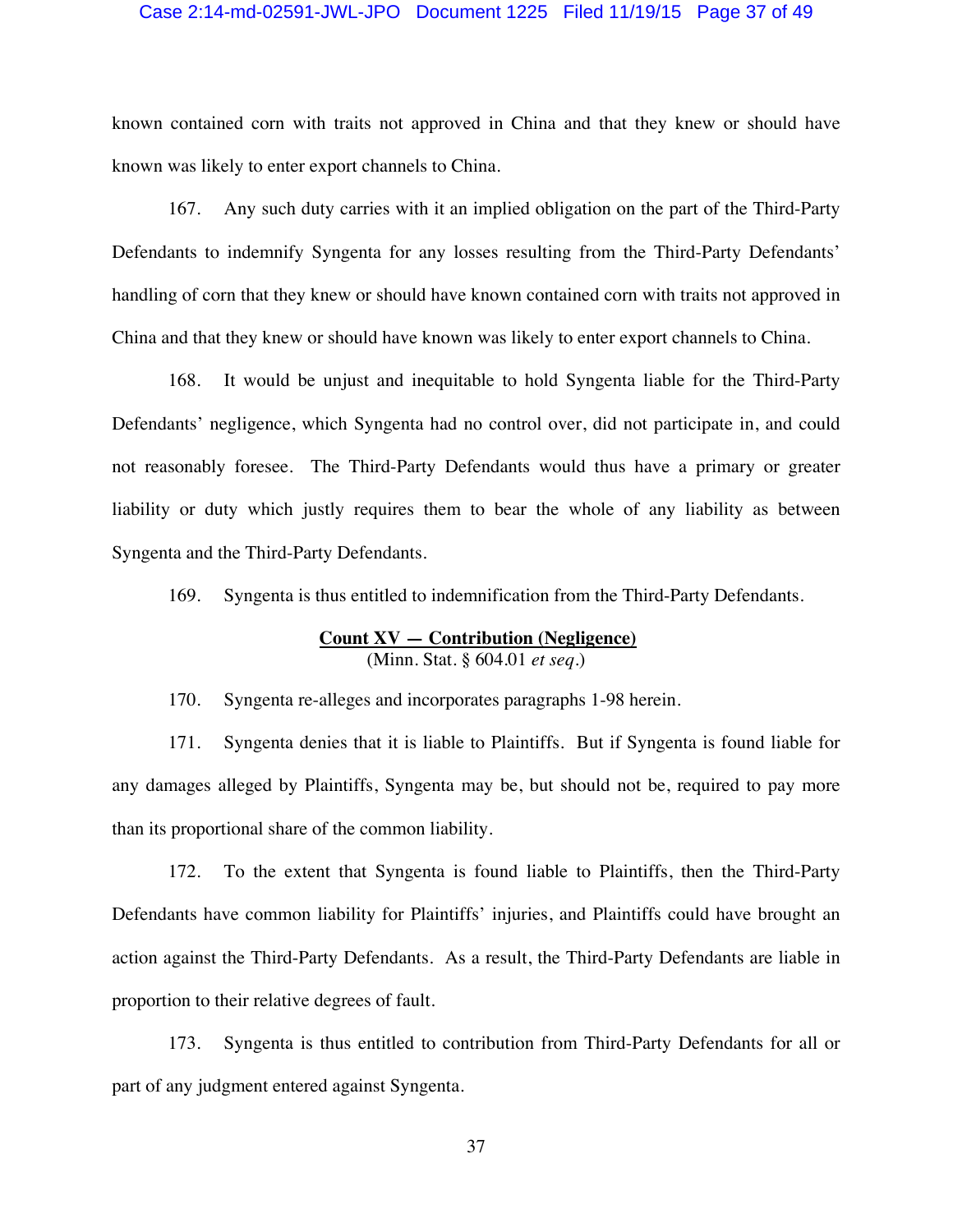known contained corn with traits not approved in China and that they knew or should have known was likely to enter export channels to China.

167. Any such duty carries with it an implied obligation on the part of the Third-Party Defendants to indemnify Syngenta for any losses resulting from the Third-Party Defendants' handling of corn that they knew or should have known contained corn with traits not approved in China and that they knew or should have known was likely to enter export channels to China.

168. It would be unjust and inequitable to hold Syngenta liable for the Third-Party Defendants' negligence, which Syngenta had no control over, did not participate in, and could not reasonably foresee. The Third-Party Defendants would thus have a primary or greater liability or duty which justly requires them to bear the whole of any liability as between Syngenta and the Third-Party Defendants.

169. Syngenta is thus entitled to indemnification from the Third-Party Defendants.

**Count XV — Contribution (Negligence)**
(Minn. Stat. § 604.01 *et seq.*)

170. Syngenta re-alleges and incorporates paragraphs 1-98 herein.

171. Syngenta denies that it is liable to Plaintiffs. But if Syngenta is found liable for any damages alleged by Plaintiffs, Syngenta may be, but should not be, required to pay more than its proportional share of the common liability.

172. To the extent that Syngenta is found liable to Plaintiffs, then the Third-Party Defendants have common liability for Plaintiffs' injuries, and Plaintiffs could have brought an action against the Third-Party Defendants. As a result, the Third-Party Defendants are liable in proportion to their relative degrees of fault.

173. Syngenta is thus entitled to contribution from Third-Party Defendants for all or part of any judgment entered against Syngenta.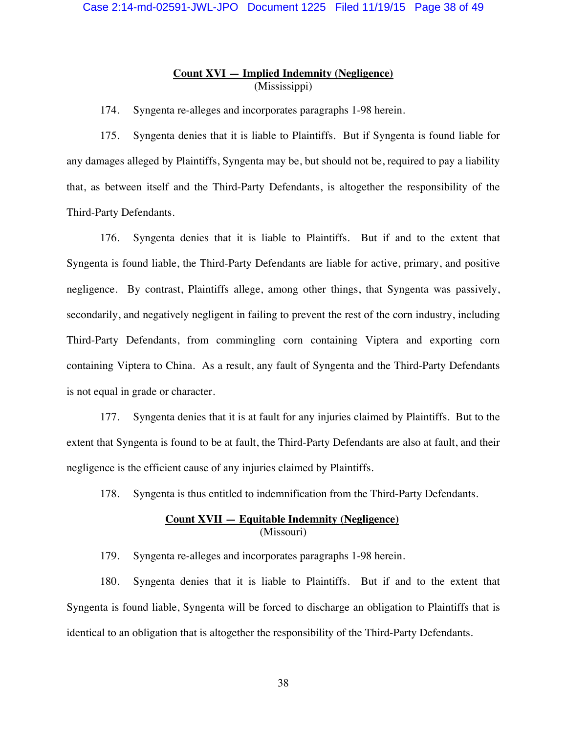**Count XVI — Implied Indemnity (Negligence)**
(Mississippi)

174. Syngenta re-alleges and incorporates paragraphs 1-98 herein.

175. Syngenta denies that it is liable to Plaintiffs. But if Syngenta is found liable for any damages alleged by Plaintiffs, Syngenta may be, but should not be, required to pay a liability that, as between itself and the Third-Party Defendants, is altogether the responsibility of the Third-Party Defendants.

176. Syngenta denies that it is liable to Plaintiffs. But if and to the extent that Syngenta is found liable, the Third-Party Defendants are liable for active, primary, and positive negligence. By contrast, Plaintiffs allege, among other things, that Syngenta was passively, secondarily, and negatively negligent in failing to prevent the rest of the corn industry, including Third-Party Defendants, from commingling corn containing Viptera and exporting corn containing Viptera to China. As a result, any fault of Syngenta and the Third-Party Defendants is not equal in grade or character.

177. Syngenta denies that it is at fault for any injuries claimed by Plaintiffs. But to the extent that Syngenta is found to be at fault, the Third-Party Defendants are also at fault, and their negligence is the efficient cause of any injuries claimed by Plaintiffs.

178. Syngenta is thus entitled to indemnification from the Third-Party Defendants.

**Count XVII — Equitable Indemnity (Negligence)**
(Missouri)

179. Syngenta re-alleges and incorporates paragraphs 1-98 herein.

180. Syngenta denies that it is liable to Plaintiffs. But if and to the extent that Syngenta is found liable, Syngenta will be forced to discharge an obligation to Plaintiffs that is identical to an obligation that is altogether the responsibility of the Third-Party Defendants.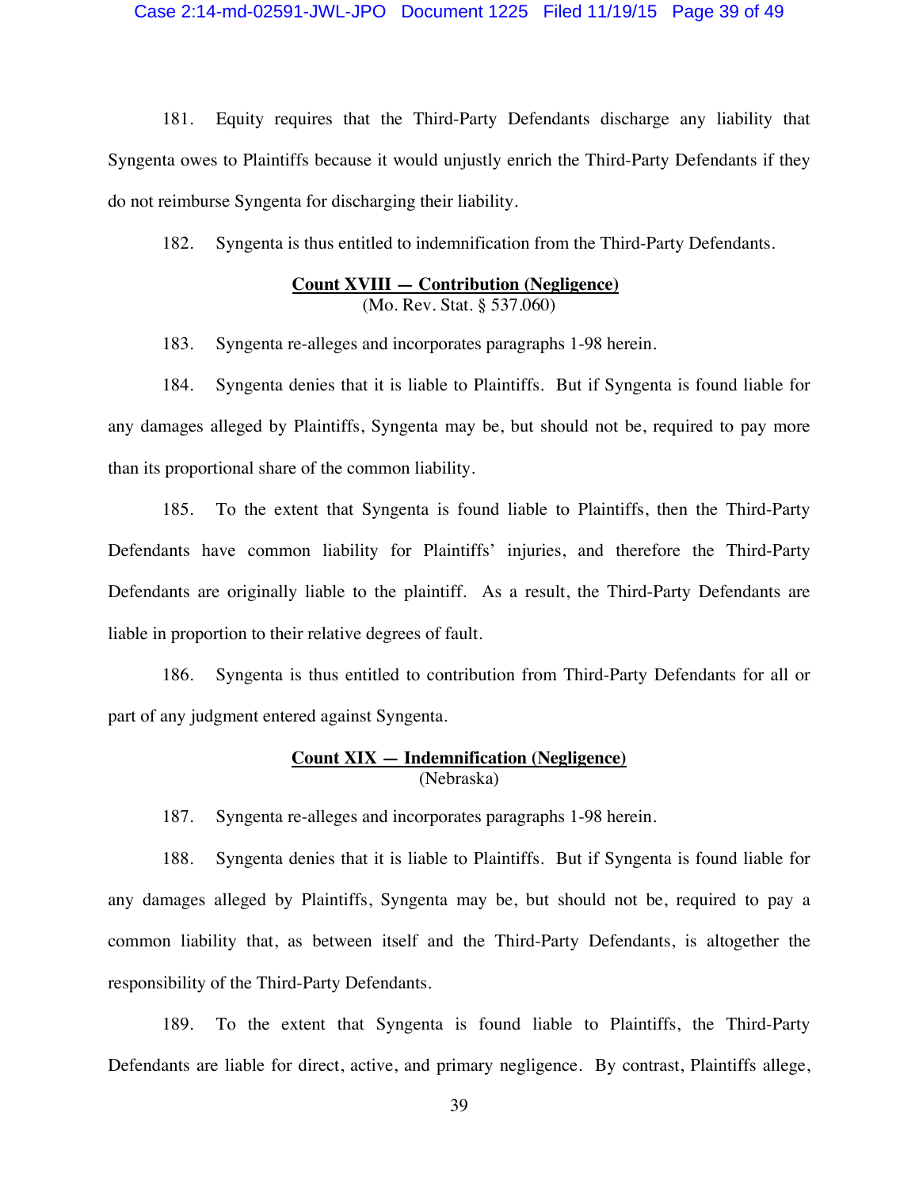181. Equity requires that the Third-Party Defendants discharge any liability that Syngenta owes to Plaintiffs because it would unjustly enrich the Third-Party Defendants if they do not reimburse Syngenta for discharging their liability.

182. Syngenta is thus entitled to indemnification from the Third-Party Defendants.

**Count XVIII — Contribution (Negligence)**
(Mo. Rev. Stat. § 537.060)

183. Syngenta re-alleges and incorporates paragraphs 1-98 herein.

184. Syngenta denies that it is liable to Plaintiffs. But if Syngenta is found liable for any damages alleged by Plaintiffs, Syngenta may be, but should not be, required to pay more than its proportional share of the common liability.

185. To the extent that Syngenta is found liable to Plaintiffs, then the Third-Party Defendants have common liability for Plaintiffs' injuries, and therefore the Third-Party Defendants are originally liable to the plaintiff. As a result, the Third-Party Defendants are liable in proportion to their relative degrees of fault.

186. Syngenta is thus entitled to contribution from Third-Party Defendants for all or part of any judgment entered against Syngenta.

**Count XIX — Indemnification (Negligence)**
(Nebraska)

187. Syngenta re-alleges and incorporates paragraphs 1-98 herein.

188. Syngenta denies that it is liable to Plaintiffs. But if Syngenta is found liable for any damages alleged by Plaintiffs, Syngenta may be, but should not be, required to pay a common liability that, as between itself and the Third-Party Defendants, is altogether the responsibility of the Third-Party Defendants.

189. To the extent that Syngenta is found liable to Plaintiffs, the Third-Party Defendants are liable for direct, active, and primary negligence. By contrast, Plaintiffs allege,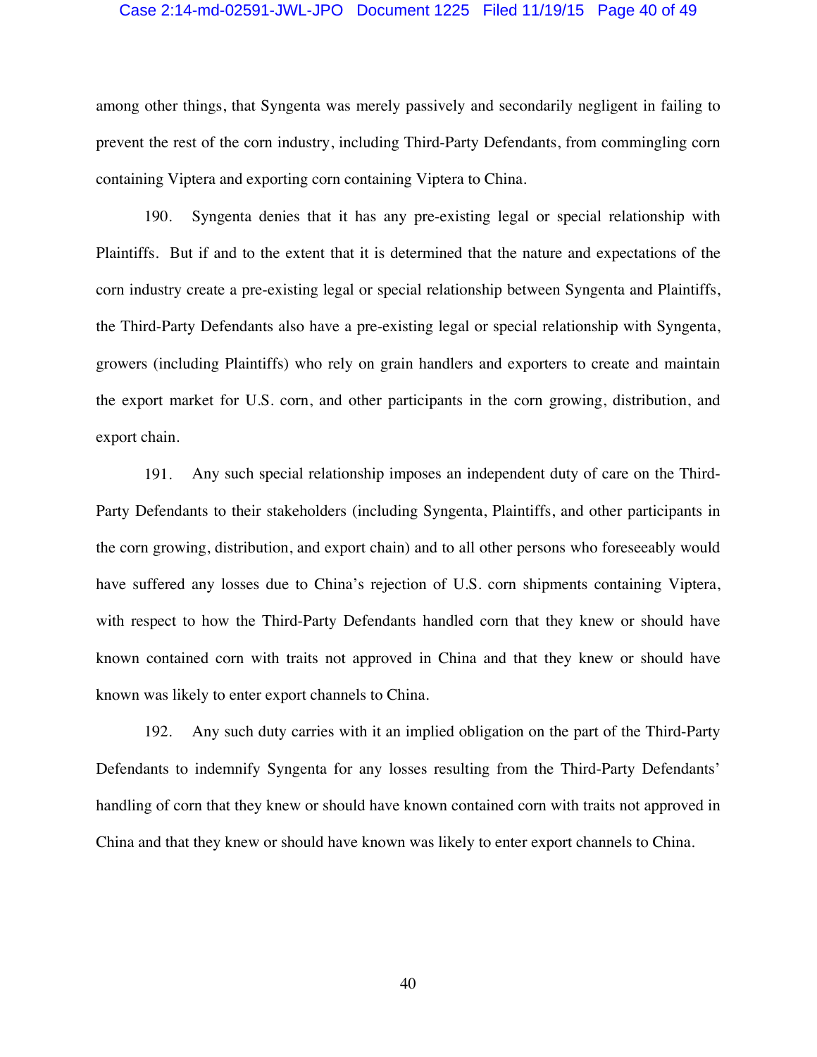among other things, that Syngenta was merely passively and secondarily negligent in failing to prevent the rest of the corn industry, including Third-Party Defendants, from commingling corn containing Viptera and exporting corn containing Viptera to China.

190. Syngenta denies that it has any pre-existing legal or special relationship with Plaintiffs. But if and to the extent that it is determined that the nature and expectations of the corn industry create a pre-existing legal or special relationship between Syngenta and Plaintiffs, the Third-Party Defendants also have a pre-existing legal or special relationship with Syngenta, growers (including Plaintiffs) who rely on grain handlers and exporters to create and maintain the export market for U.S. corn, and other participants in the corn growing, distribution, and export chain.

191. Any such special relationship imposes an independent duty of care on the Third-Party Defendants to their stakeholders (including Syngenta, Plaintiffs, and other participants in the corn growing, distribution, and export chain) and to all other persons who foreseeably would have suffered any losses due to China's rejection of U.S. corn shipments containing Viptera, with respect to how the Third-Party Defendants handled corn that they knew or should have known contained corn with traits not approved in China and that they knew or should have known was likely to enter export channels to China.

192. Any such duty carries with it an implied obligation on the part of the Third-Party Defendants to indemnify Syngenta for any losses resulting from the Third-Party Defendants' handling of corn that they knew or should have known contained corn with traits not approved in China and that they knew or should have known was likely to enter export channels to China.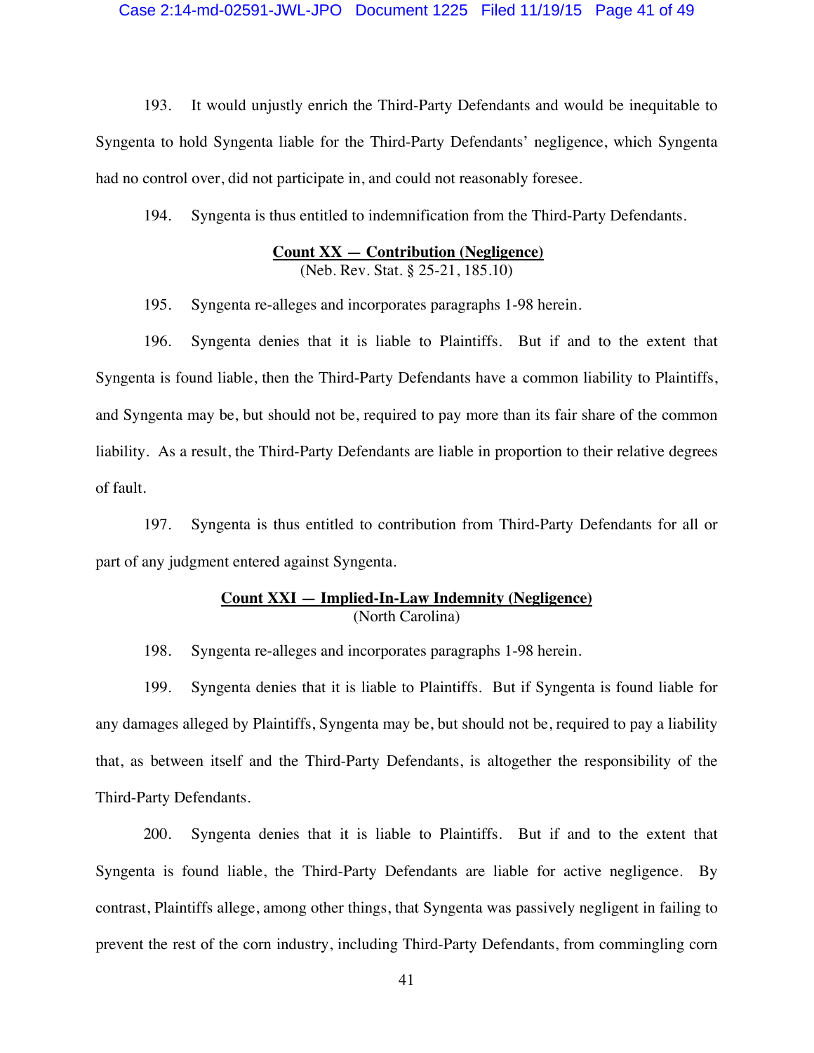193. It would unjustly enrich the Third-Party Defendants and would be inequitable to Syngenta to hold Syngenta liable for the Third-Party Defendants' negligence, which Syngenta had no control over, did not participate in, and could not reasonably foresee.

194. Syngenta is thus entitled to indemnification from the Third-Party Defendants.

**<u>Count XX — Contribution (Negligence)</u>**
(Neb. Rev. Stat. § 25-21, 185.10)

195. Syngenta re-alleges and incorporates paragraphs 1-98 herein.

196. Syngenta denies that it is liable to Plaintiffs. But if and to the extent that Syngenta is found liable, then the Third-Party Defendants have a common liability to Plaintiffs, and Syngenta may be, but should not be, required to pay more than its fair share of the common liability. As a result, the Third-Party Defendants are liable in proportion to their relative degrees of fault.

197. Syngenta is thus entitled to contribution from Third-Party Defendants for all or part of any judgment entered against Syngenta.

**<u>Count XXI — Implied-In-Law Indemnity (Negligence)</u>**
(North Carolina)

198. Syngenta re-alleges and incorporates paragraphs 1-98 herein.

199. Syngenta denies that it is liable to Plaintiffs. But if Syngenta is found liable for any damages alleged by Plaintiffs, Syngenta may be, but should not be, required to pay a liability that, as between itself and the Third-Party Defendants, is altogether the responsibility of the Third-Party Defendants.

200. Syngenta denies that it is liable to Plaintiffs. But if and to the extent that Syngenta is found liable, the Third-Party Defendants are liable for active negligence. By contrast, Plaintiffs allege, among other things, that Syngenta was passively negligent in failing to prevent the rest of the corn industry, including Third-Party Defendants, from commingling corn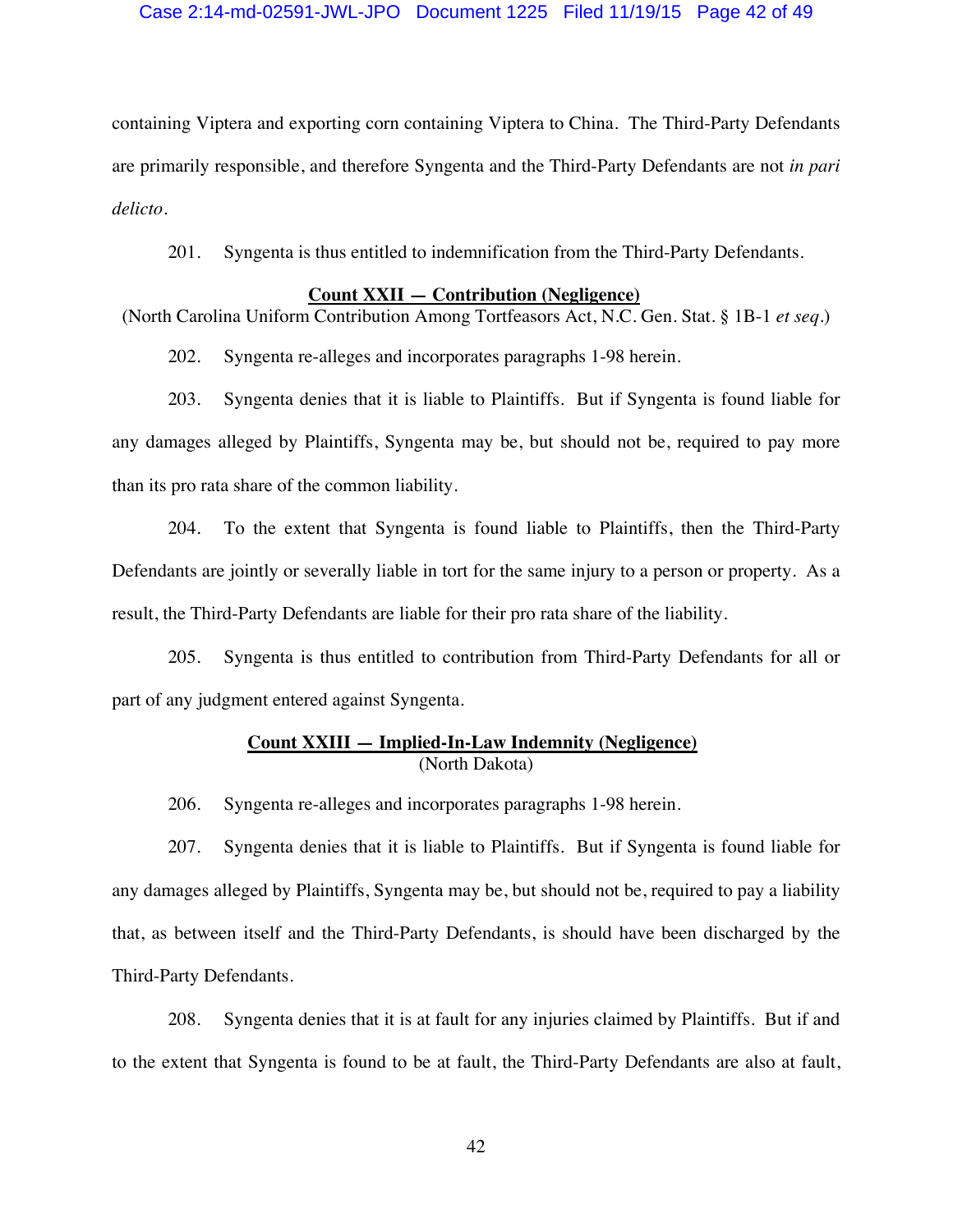containing Viptera and exporting corn containing Viptera to China. The Third-Party Defendants are primarily responsible, and therefore Syngenta and the Third-Party Defendants are not *in pari delicto*.

201. Syngenta is thus entitled to indemnification from the Third-Party Defendants.

**Count XXII — Contribution (Negligence)**

(North Carolina Uniform Contribution Among Tortfeasors Act, N.C. Gen. Stat. § 1B-1 *et seq*.)

202. Syngenta re-alleges and incorporates paragraphs 1-98 herein.

203. Syngenta denies that it is liable to Plaintiffs. But if Syngenta is found liable for any damages alleged by Plaintiffs, Syngenta may be, but should not be, required to pay more than its pro rata share of the common liability.

204. To the extent that Syngenta is found liable to Plaintiffs, then the Third-Party Defendants are jointly or severally liable in tort for the same injury to a person or property. As a result, the Third-Party Defendants are liable for their pro rata share of the liability.

205. Syngenta is thus entitled to contribution from Third-Party Defendants for all or part of any judgment entered against Syngenta.

**Count XXIII — Implied-In-Law Indemnity (Negligence)**

(North Dakota)

206. Syngenta re-alleges and incorporates paragraphs 1-98 herein.

207. Syngenta denies that it is liable to Plaintiffs. But if Syngenta is found liable for any damages alleged by Plaintiffs, Syngenta may be, but should not be, required to pay a liability that, as between itself and the Third-Party Defendants, is should have been discharged by the Third-Party Defendants.

208. Syngenta denies that it is at fault for any injuries claimed by Plaintiffs. But if and to the extent that Syngenta is found to be at fault, the Third-Party Defendants are also at fault,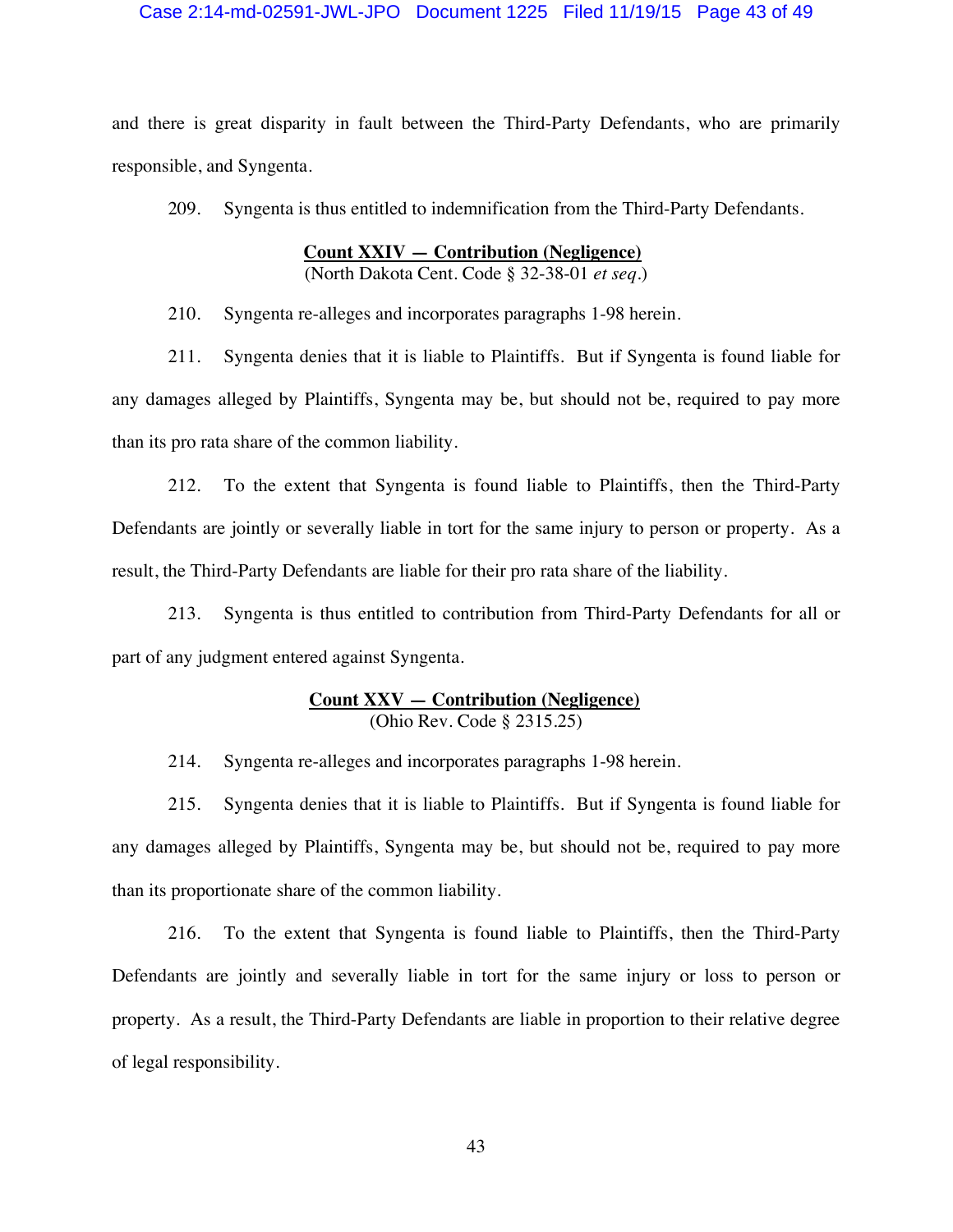and there is great disparity in fault between the Third-Party Defendants, who are primarily responsible, and Syngenta.

209. Syngenta is thus entitled to indemnification from the Third-Party Defendants.

**Count XXIV — Contribution (Negligence)**
(North Dakota Cent. Code § 32-38-01 *et seq.*)

210. Syngenta re-alleges and incorporates paragraphs 1-98 herein.

211. Syngenta denies that it is liable to Plaintiffs. But if Syngenta is found liable for any damages alleged by Plaintiffs, Syngenta may be, but should not be, required to pay more than its pro rata share of the common liability.

212. To the extent that Syngenta is found liable to Plaintiffs, then the Third-Party Defendants are jointly or severally liable in tort for the same injury to person or property. As a result, the Third-Party Defendants are liable for their pro rata share of the liability.

213. Syngenta is thus entitled to contribution from Third-Party Defendants for all or part of any judgment entered against Syngenta.

**Count XXV — Contribution (Negligence)**
(Ohio Rev. Code § 2315.25)

214. Syngenta re-alleges and incorporates paragraphs 1-98 herein.

215. Syngenta denies that it is liable to Plaintiffs. But if Syngenta is found liable for any damages alleged by Plaintiffs, Syngenta may be, but should not be, required to pay more than its proportionate share of the common liability.

216. To the extent that Syngenta is found liable to Plaintiffs, then the Third-Party Defendants are jointly and severally liable in tort for the same injury or loss to person or property. As a result, the Third-Party Defendants are liable in proportion to their relative degree of legal responsibility.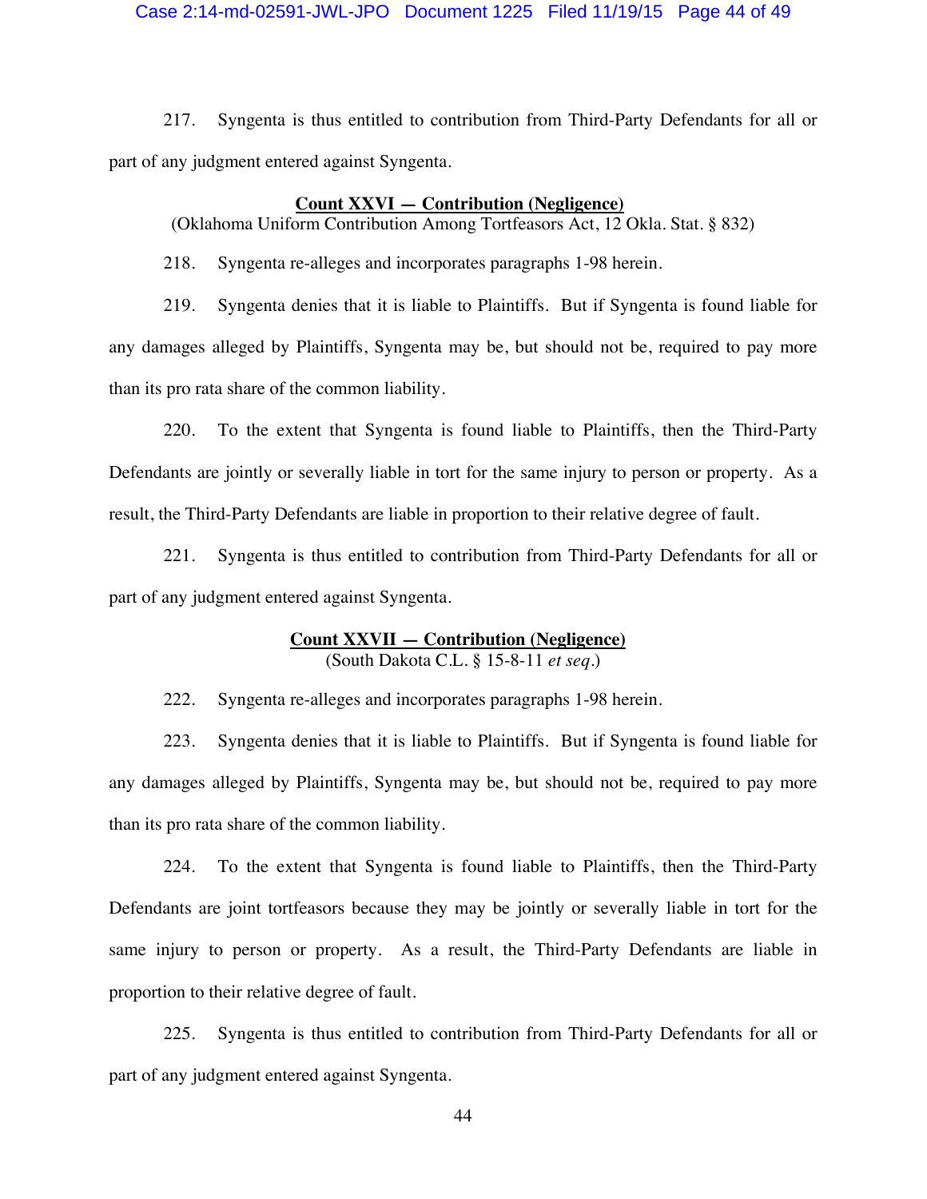217. Syngenta is thus entitled to contribution from Third-Party Defendants for all or part of any judgment entered against Syngenta.

**Count XXVI — Contribution (Negligence)**

(Oklahoma Uniform Contribution Among Tortfeasors Act, 12 Okla. Stat. § 832)

218. Syngenta re-alleges and incorporates paragraphs 1-98 herein.

219. Syngenta denies that it is liable to Plaintiffs. But if Syngenta is found liable for any damages alleged by Plaintiffs, Syngenta may be, but should not be, required to pay more than its pro rata share of the common liability.

220. To the extent that Syngenta is found liable to Plaintiffs, then the Third-Party Defendants are jointly or severally liable in tort for the same injury to person or property. As a result, the Third-Party Defendants are liable in proportion to their relative degree of fault.

221. Syngenta is thus entitled to contribution from Third-Party Defendants for all or part of any judgment entered against Syngenta.

**Count XXVII — Contribution (Negligence)**

(South Dakota C.L. § 15-8-11 *et seq.*)

222. Syngenta re-alleges and incorporates paragraphs 1-98 herein.

223. Syngenta denies that it is liable to Plaintiffs. But if Syngenta is found liable for any damages alleged by Plaintiffs, Syngenta may be, but should not be, required to pay more than its pro rata share of the common liability.

224. To the extent that Syngenta is found liable to Plaintiffs, then the Third-Party Defendants are joint tortfeasors because they may be jointly or severally liable in tort for the same injury to person or property. As a result, the Third-Party Defendants are liable in proportion to their relative degree of fault.

225. Syngenta is thus entitled to contribution from Third-Party Defendants for all or part of any judgment entered against Syngenta.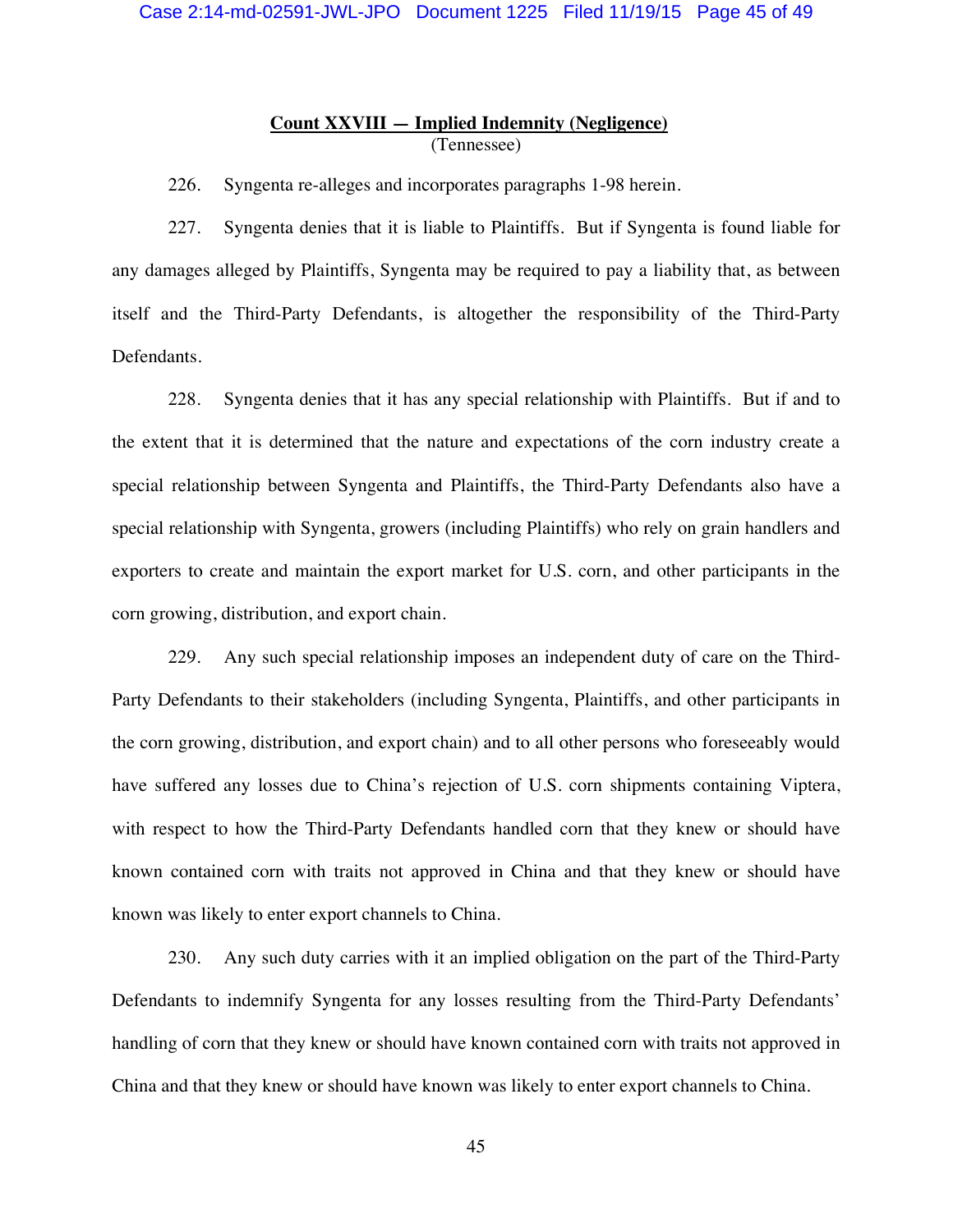## <u>Count XXVIII — Implied Indemnity (Negligence)</u>

(Tennessee)

226. Syngenta re-alleges and incorporates paragraphs 1-98 herein.

227. Syngenta denies that it is liable to Plaintiffs. But if Syngenta is found liable for any damages alleged by Plaintiffs, Syngenta may be required to pay a liability that, as between itself and the Third-Party Defendants, is altogether the responsibility of the Third-Party Defendants.

228. Syngenta denies that it has any special relationship with Plaintiffs. But if and to the extent that it is determined that the nature and expectations of the corn industry create a special relationship between Syngenta and Plaintiffs, the Third-Party Defendants also have a special relationship with Syngenta, growers (including Plaintiffs) who rely on grain handlers and exporters to create and maintain the export market for U.S. corn, and other participants in the corn growing, distribution, and export chain.

229. Any such special relationship imposes an independent duty of care on the Third-Party Defendants to their stakeholders (including Syngenta, Plaintiffs, and other participants in the corn growing, distribution, and export chain) and to all other persons who foreseeably would have suffered any losses due to China's rejection of U.S. corn shipments containing Viptera, with respect to how the Third-Party Defendants handled corn that they knew or should have known contained corn with traits not approved in China and that they knew or should have known was likely to enter export channels to China.

230. Any such duty carries with it an implied obligation on the part of the Third-Party Defendants to indemnify Syngenta for any losses resulting from the Third-Party Defendants' handling of corn that they knew or should have known contained corn with traits not approved in China and that they knew or should have known was likely to enter export channels to China.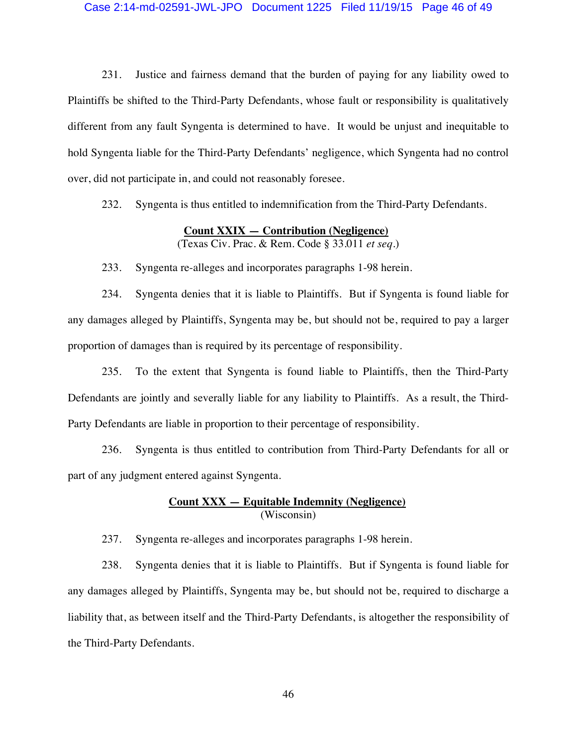231. Justice and fairness demand that the burden of paying for any liability owed to Plaintiffs be shifted to the Third-Party Defendants, whose fault or responsibility is qualitatively different from any fault Syngenta is determined to have. It would be unjust and inequitable to hold Syngenta liable for the Third-Party Defendants' negligence, which Syngenta had no control over, did not participate in, and could not reasonably foresee.

232. Syngenta is thus entitled to indemnification from the Third-Party Defendants.

**Count XXIX — Contribution (Negligence)**
(Texas Civ. Prac. & Rem. Code § 33.011 *et seq.*)

233. Syngenta re-alleges and incorporates paragraphs 1-98 herein.

234. Syngenta denies that it is liable to Plaintiffs. But if Syngenta is found liable for any damages alleged by Plaintiffs, Syngenta may be, but should not be, required to pay a larger proportion of damages than is required by its percentage of responsibility.

235. To the extent that Syngenta is found liable to Plaintiffs, then the Third-Party Defendants are jointly and severally liable for any liability to Plaintiffs. As a result, the Third-Party Defendants are liable in proportion to their percentage of responsibility.

236. Syngenta is thus entitled to contribution from Third-Party Defendants for all or part of any judgment entered against Syngenta.

**Count XXX — Equitable Indemnity (Negligence)**
(Wisconsin)

237. Syngenta re-alleges and incorporates paragraphs 1-98 herein.

238. Syngenta denies that it is liable to Plaintiffs. But if Syngenta is found liable for any damages alleged by Plaintiffs, Syngenta may be, but should not be, required to discharge a liability that, as between itself and the Third-Party Defendants, is altogether the responsibility of the Third-Party Defendants.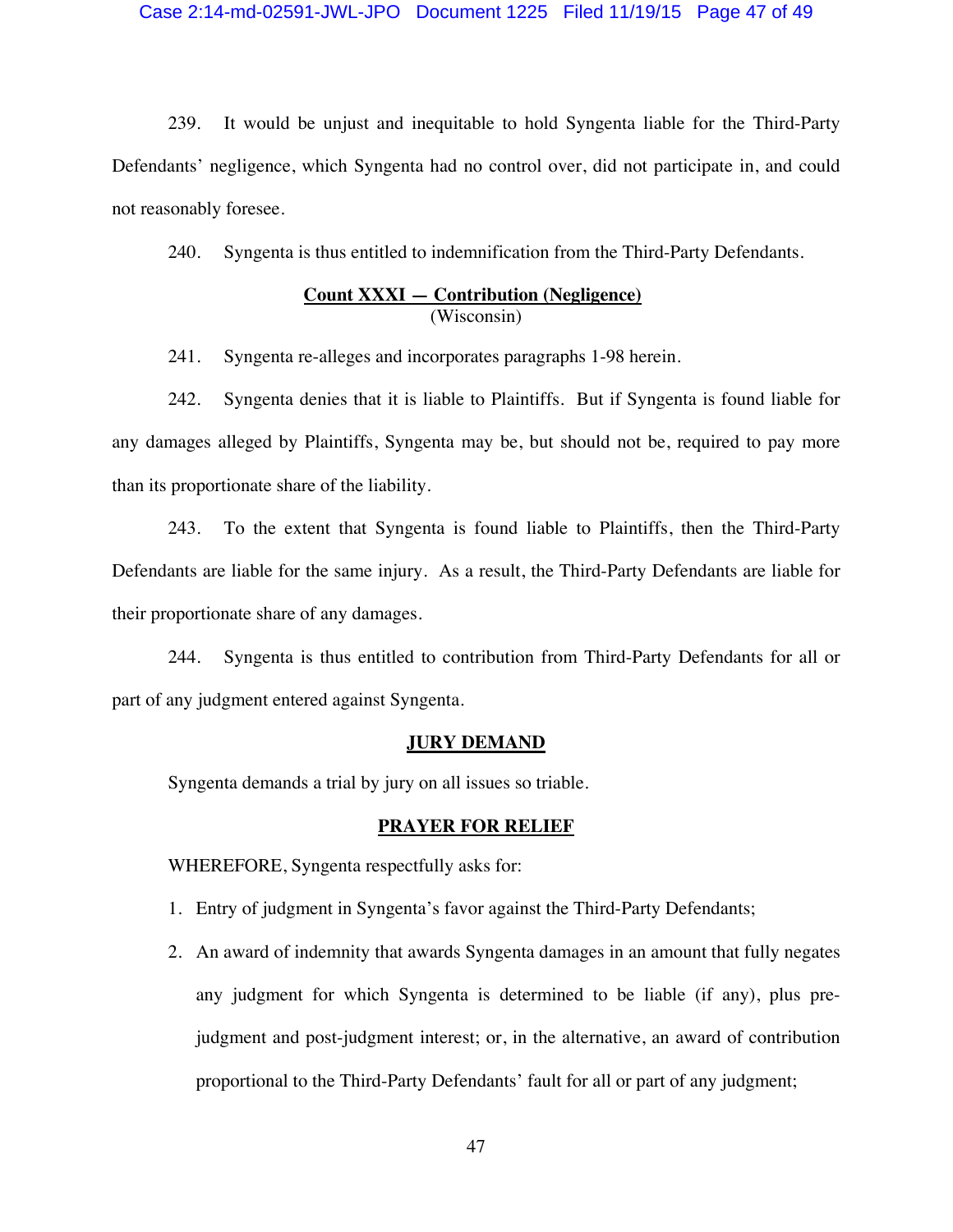239. It would be unjust and inequitable to hold Syngenta liable for the Third-Party Defendants' negligence, which Syngenta had no control over, did not participate in, and could not reasonably foresee.

240. Syngenta is thus entitled to indemnification from the Third-Party Defendants.

**Count XXXI — Contribution (Negligence)**
(Wisconsin)

241. Syngenta re-alleges and incorporates paragraphs 1-98 herein.

242. Syngenta denies that it is liable to Plaintiffs. But if Syngenta is found liable for any damages alleged by Plaintiffs, Syngenta may be, but should not be, required to pay more than its proportionate share of the liability.

243. To the extent that Syngenta is found liable to Plaintiffs, then the Third-Party Defendants are liable for the same injury. As a result, the Third-Party Defendants are liable for their proportionate share of any damages.

244. Syngenta is thus entitled to contribution from Third-Party Defendants for all or part of any judgment entered against Syngenta.

**JURY DEMAND**

Syngenta demands a trial by jury on all issues so triable.

**PRAYER FOR RELIEF**

WHEREFORE, Syngenta respectfully asks for:

1. Entry of judgment in Syngenta's favor against the Third-Party Defendants;
2. An award of indemnity that awards Syngenta damages in an amount that fully negates any judgment for which Syngenta is determined to be liable (if any), plus pre-judgment and post-judgment interest; or, in the alternative, an award of contribution proportional to the Third-Party Defendants' fault for all or part of any judgment;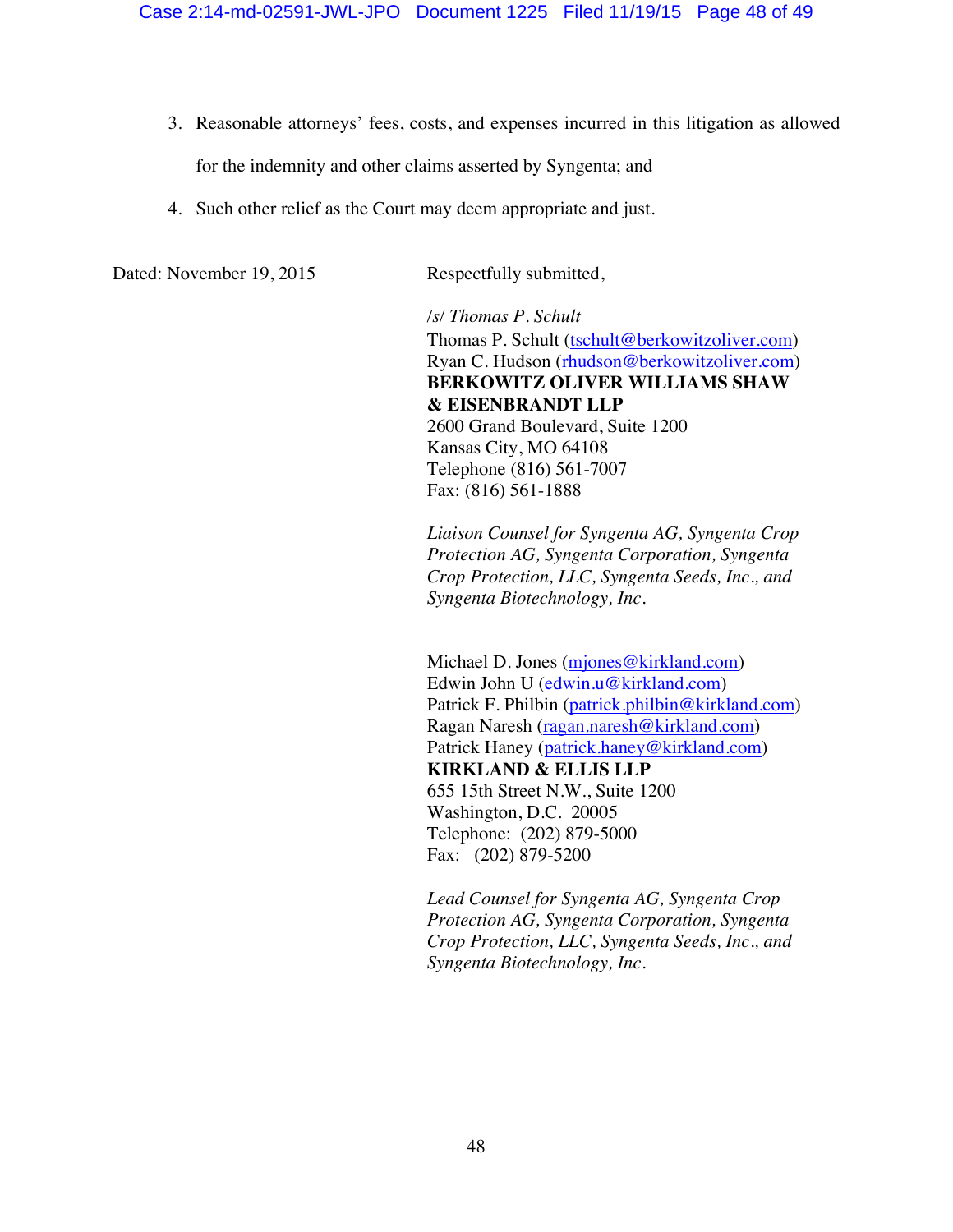3. Reasonable attorneys' fees, costs, and expenses incurred in this litigation as allowed for the indemnity and other claims asserted by Syngenta; and

4. Such other relief as the Court may deem appropriate and just.

Dated: November 19, 2015

Respectfully submitted,

*/s/ Thomas P. Schult*

Thomas P. Schult (tschult@berkowitzoliver.com)
Ryan C. Hudson (rhudson@berkowitzoliver.com)
**BERKOWITZ OLIVER WILLIAMS SHAW & EISENBRANDT LLP**
2600 Grand Boulevard, Suite 1200
Kansas City, MO 64108
Telephone (816) 561-7007
Fax: (816) 561-1888

*Liaison Counsel for Syngenta AG, Syngenta Crop Protection AG, Syngenta Corporation, Syngenta Crop Protection, LLC, Syngenta Seeds, Inc., and Syngenta Biotechnology, Inc.*

Michael D. Jones (mjones@kirkland.com)
Edwin John U (edwin.u@kirkland.com)
Patrick F. Philbin (patrick.philbin@kirkland.com)
Ragan Naresh (ragan.naresh@kirkland.com)
Patrick Haney (patrick.haney@kirkland.com)
**KIRKLAND & ELLIS LLP**
655 15th Street N.W., Suite 1200
Washington, D.C. 20005
Telephone: (202) 879-5000
Fax: (202) 879-5200

*Lead Counsel for Syngenta AG, Syngenta Crop Protection AG, Syngenta Corporation, Syngenta Crop Protection, LLC, Syngenta Seeds, Inc., and Syngenta Biotechnology, Inc.*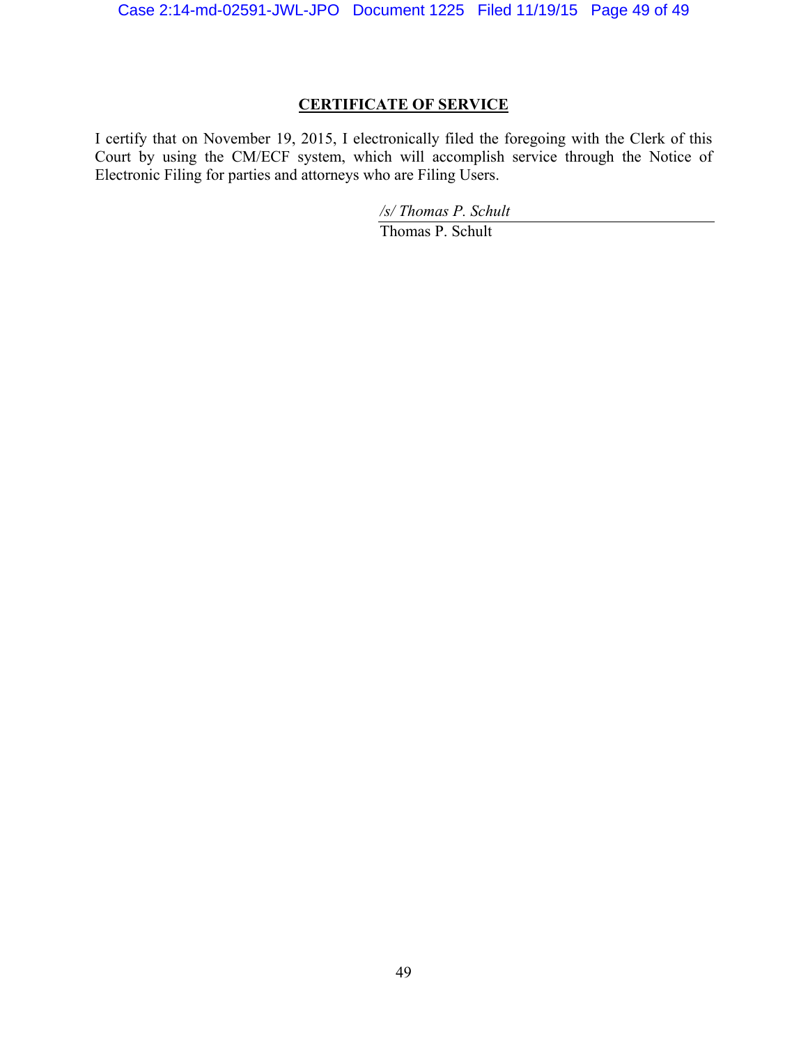**CERTIFICATE OF SERVICE**

I certify that on November 19, 2015, I electronically filed the foregoing with the Clerk of this Court by using the CM/ECF system, which will accomplish service through the Notice of Electronic Filing for parties and attorneys who are Filing Users.

*/s/ Thomas P. Schult*
Thomas P. Schult